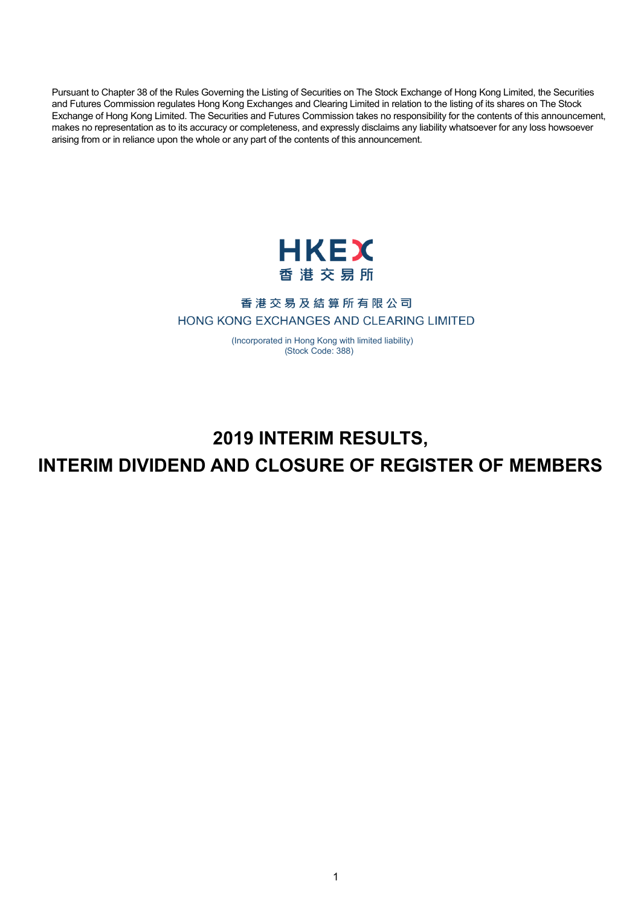Pursuant to Chapter 38 of the Rules Governing the Listing of Securities on The Stock Exchange of Hong Kong Limited, the Securities and Futures Commission regulates Hong Kong Exchanges and Clearing Limited in relation to the listing of its shares on The Stock Exchange of Hong Kong Limited. The Securities and Futures Commission takes no responsibility for the contents of this announcement, makes no representation as to its accuracy or completeness, and expressly disclaims any liability whatsoever for any loss howsoever arising from or in reliance upon the whole or any part of the contents of this announcement.

HKEX
香港交易所

香港交易及結算所有限公司
HONG KONG EXCHANGES AND CLEARING LIMITED

(Incorporated in Hong Kong with limited liability)
(Stock Code: 388)

# 2019 INTERIM RESULTS, INTERIM DIVIDEND AND CLOSURE OF REGISTER OF MEMBERS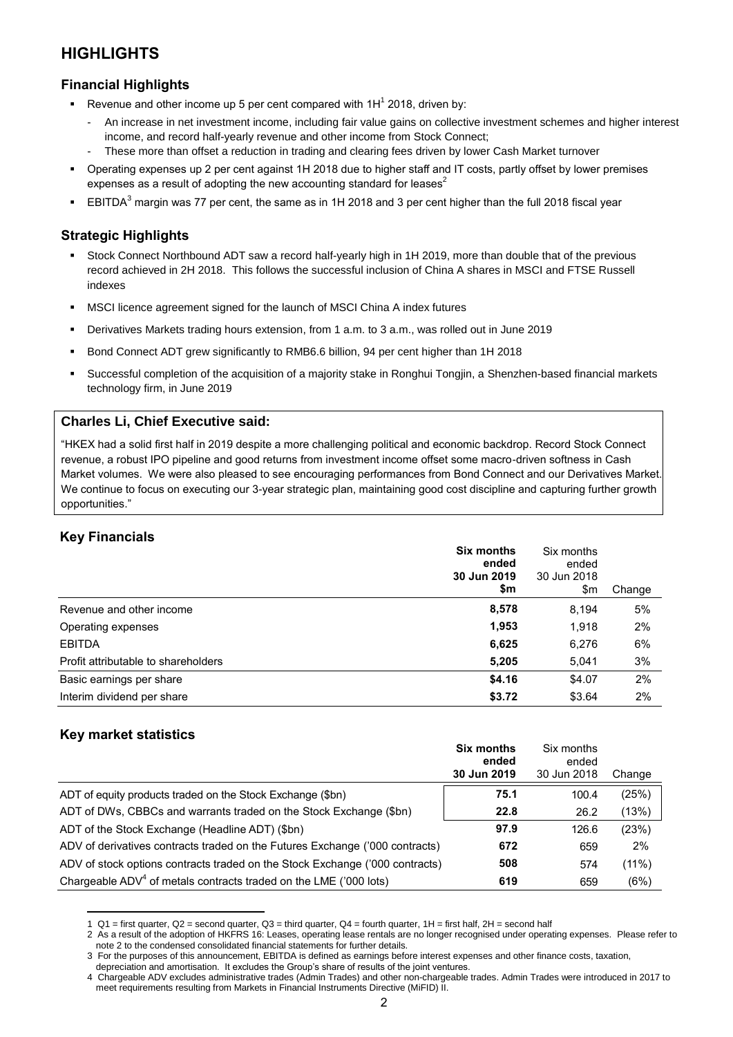# HIGHLIGHTS

## Financial Highlights

- Revenue and other income up 5 per cent compared with 1H[1] 2018, driven by:
  - An increase in net investment income, including fair value gains on collective investment schemes and higher interest income, and record half-yearly revenue and other income from Stock Connect;
  - These more than offset a reduction in trading and clearing fees driven by lower Cash Market turnover
- Operating expenses up 2 per cent against 1H 2018 due to higher staff and IT costs, partly offset by lower premises expenses as a result of adopting the new accounting standard for leases[2]
- EBITDA[3] margin was 77 per cent, the same as in 1H 2018 and 3 per cent higher than the full 2018 fiscal year

## Strategic Highlights

- Stock Connect Northbound ADT saw a record half-yearly high in 1H 2019, more than double that of the previous record achieved in 2H 2018. This follows the successful inclusion of China A shares in MSCI and FTSE Russell indexes
- MSCI licence agreement signed for the launch of MSCI China A index futures
- Derivatives Markets trading hours extension, from 1 a.m. to 3 a.m., was rolled out in June 2019
- Bond Connect ADT grew significantly to RMB6.6 billion, 94 per cent higher than 1H 2018
- Successful completion of the acquisition of a majority stake in Ronghui Tongjin, a Shenzhen-based financial markets technology firm, in June 2019

### Charles Li, Chief Executive said:

"HKEX had a solid first half in 2019 despite a more challenging political and economic backdrop. Record Stock Connect revenue, a robust IPO pipeline and good returns from investment income offset some macro-driven softness in Cash Market volumes. We were also pleased to see encouraging performances from Bond Connect and our Derivatives Market. We continue to focus on executing our 3-year strategic plan, maintaining good cost discipline and capturing further growth opportunities."

## Key Financials

| | **Six months ended 30 Jun 2019 $m** | Six months ended 30 Jun 2018 $m | Change |
|---|---|---|---|
| Revenue and other income | **8,578** | 8,194 | 5% |
| Operating expenses | **1,953** | 1,918 | 2% |
| EBITDA | **6,625** | 6,276 | 6% |
| Profit attributable to shareholders | **5,205** | 5,041 | 3% |
| Basic earnings per share | **$4.16** | $4.07 | 2% |
| Interim dividend per share | **$3.72** | $3.64 | 2% |

## Key market statistics

| | **Six months ended 30 Jun 2019** | Six months ended 30 Jun 2018 | Change |
|---|---|---|---|
| ADT of equity products traded on the Stock Exchange ($bn) | **75.1** | 100.4 | (25%) |
| ADT of DWs, CBBCs and warrants traded on the Stock Exchange ($bn) | **22.8** | 26.2 | (13%) |
| ADT of the Stock Exchange (Headline ADT) ($bn) | **97.9** | 126.6 | (23%) |
| ADV of derivatives contracts traded on the Futures Exchange ('000 contracts) | **672** | 659 | 2% |
| ADV of stock options contracts traded on the Stock Exchange ('000 contracts) | **508** | 574 | (11%) |
| Chargeable ADV[4] of metals contracts traded on the LME ('000 lots) | **619** | 659 | (6%) |

1 Q1 = first quarter, Q2 = second quarter, Q3 = third quarter, Q4 = fourth quarter, 1H = first half, 2H = second half

2 As a result of the adoption of HKFRS 16: Leases, operating lease rentals are no longer recognised under operating expenses. Please refer to note 2 to the condensed consolidated financial statements for further details.

3 For the purposes of this announcement, EBITDA is defined as earnings before interest expenses and other finance costs, taxation, depreciation and amortisation. It excludes the Group's share of results of the joint ventures.

4 Chargeable ADV excludes administrative trades (Admin Trades) and other non-chargeable trades. Admin Trades were introduced in 2017 to meet requirements resulting from Markets in Financial Instruments Directive (MiFID) II.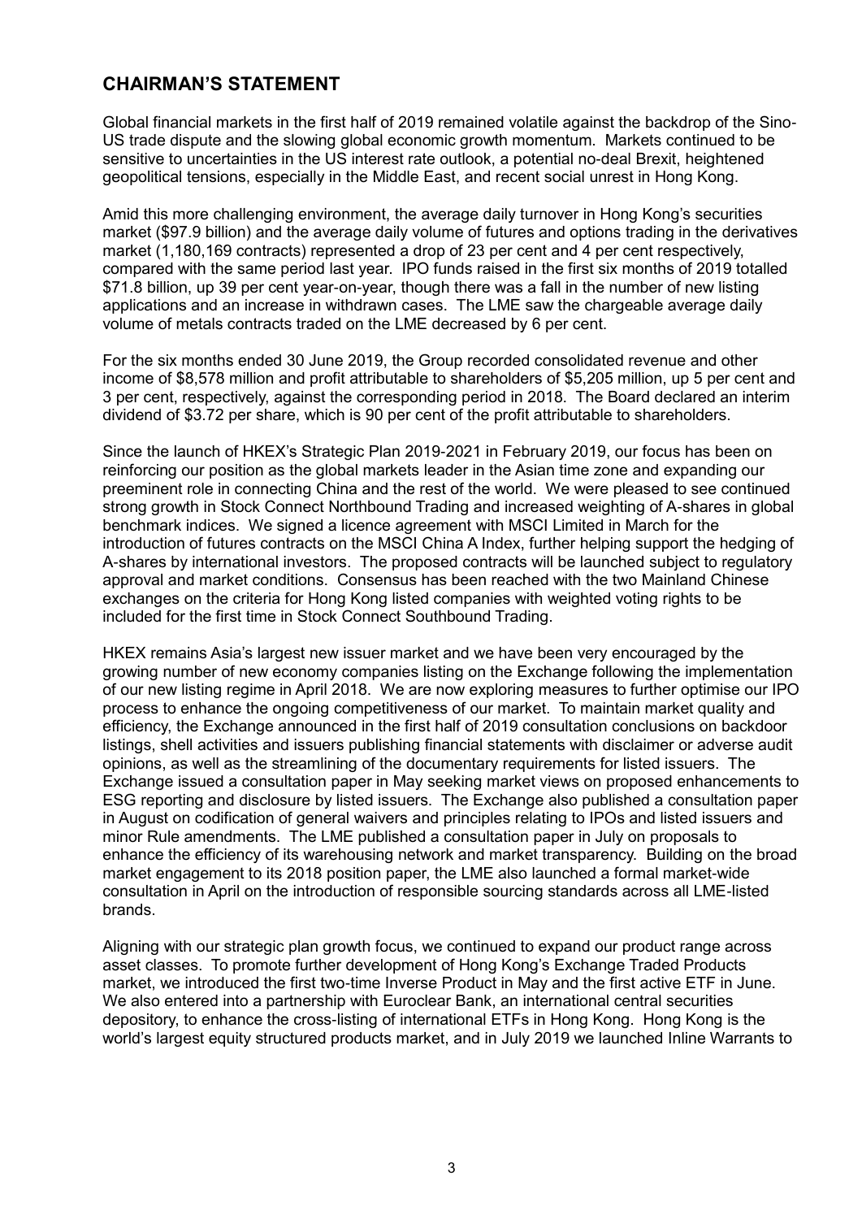## CHAIRMAN'S STATEMENT

Global financial markets in the first half of 2019 remained volatile against the backdrop of the Sino-US trade dispute and the slowing global economic growth momentum. Markets continued to be sensitive to uncertainties in the US interest rate outlook, a potential no-deal Brexit, heightened geopolitical tensions, especially in the Middle East, and recent social unrest in Hong Kong.

Amid this more challenging environment, the average daily turnover in Hong Kong's securities market ($97.9 billion) and the average daily volume of futures and options trading in the derivatives market (1,180,169 contracts) represented a drop of 23 per cent and 4 per cent respectively, compared with the same period last year. IPO funds raised in the first six months of 2019 totalled $71.8 billion, up 39 per cent year-on-year, though there was a fall in the number of new listing applications and an increase in withdrawn cases. The LME saw the chargeable average daily volume of metals contracts traded on the LME decreased by 6 per cent.

For the six months ended 30 June 2019, the Group recorded consolidated revenue and other income of $8,578 million and profit attributable to shareholders of $5,205 million, up 5 per cent and 3 per cent, respectively, against the corresponding period in 2018. The Board declared an interim dividend of $3.72 per share, which is 90 per cent of the profit attributable to shareholders.

Since the launch of HKEX's Strategic Plan 2019-2021 in February 2019, our focus has been on reinforcing our position as the global markets leader in the Asian time zone and expanding our preeminent role in connecting China and the rest of the world. We were pleased to see continued strong growth in Stock Connect Northbound Trading and increased weighting of A-shares in global benchmark indices. We signed a licence agreement with MSCI Limited in March for the introduction of futures contracts on the MSCI China A Index, further helping support the hedging of A-shares by international investors. The proposed contracts will be launched subject to regulatory approval and market conditions. Consensus has been reached with the two Mainland Chinese exchanges on the criteria for Hong Kong listed companies with weighted voting rights to be included for the first time in Stock Connect Southbound Trading.

HKEX remains Asia's largest new issuer market and we have been very encouraged by the growing number of new economy companies listing on the Exchange following the implementation of our new listing regime in April 2018. We are now exploring measures to further optimise our IPO process to enhance the ongoing competitiveness of our market. To maintain market quality and efficiency, the Exchange announced in the first half of 2019 consultation conclusions on backdoor listings, shell activities and issuers publishing financial statements with disclaimer or adverse audit opinions, as well as the streamlining of the documentary requirements for listed issuers. The Exchange issued a consultation paper in May seeking market views on proposed enhancements to ESG reporting and disclosure by listed issuers. The Exchange also published a consultation paper in August on codification of general waivers and principles relating to IPOs and listed issuers and minor Rule amendments. The LME published a consultation paper in July on proposals to enhance the efficiency of its warehousing network and market transparency. Building on the broad market engagement to its 2018 position paper, the LME also launched a formal market-wide consultation in April on the introduction of responsible sourcing standards across all LME-listed brands.

Aligning with our strategic plan growth focus, we continued to expand our product range across asset classes. To promote further development of Hong Kong's Exchange Traded Products market, we introduced the first two-time Inverse Product in May and the first active ETF in June. We also entered into a partnership with Euroclear Bank, an international central securities depository, to enhance the cross-listing of international ETFs in Hong Kong. Hong Kong is the world's largest equity structured products market, and in July 2019 we launched Inline Warrants to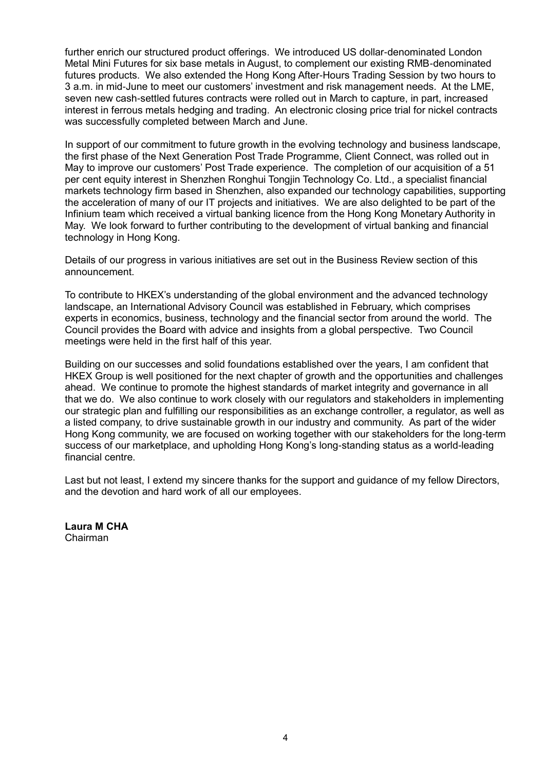further enrich our structured product offerings. We introduced US dollar-denominated London Metal Mini Futures for six base metals in August, to complement our existing RMB-denominated futures products. We also extended the Hong Kong After-Hours Trading Session by two hours to 3 a.m. in mid-June to meet our customers' investment and risk management needs. At the LME, seven new cash-settled futures contracts were rolled out in March to capture, in part, increased interest in ferrous metals hedging and trading. An electronic closing price trial for nickel contracts was successfully completed between March and June.

In support of our commitment to future growth in the evolving technology and business landscape, the first phase of the Next Generation Post Trade Programme, Client Connect, was rolled out in May to improve our customers' Post Trade experience. The completion of our acquisition of a 51 per cent equity interest in Shenzhen Ronghui Tongjin Technology Co. Ltd., a specialist financial markets technology firm based in Shenzhen, also expanded our technology capabilities, supporting the acceleration of many of our IT projects and initiatives. We are also delighted to be part of the Infinium team which received a virtual banking licence from the Hong Kong Monetary Authority in May. We look forward to further contributing to the development of virtual banking and financial technology in Hong Kong.

Details of our progress in various initiatives are set out in the Business Review section of this announcement.

To contribute to HKEX's understanding of the global environment and the advanced technology landscape, an International Advisory Council was established in February, which comprises experts in economics, business, technology and the financial sector from around the world. The Council provides the Board with advice and insights from a global perspective. Two Council meetings were held in the first half of this year.

Building on our successes and solid foundations established over the years, I am confident that HKEX Group is well positioned for the next chapter of growth and the opportunities and challenges ahead. We continue to promote the highest standards of market integrity and governance in all that we do. We also continue to work closely with our regulators and stakeholders in implementing our strategic plan and fulfilling our responsibilities as an exchange controller, a regulator, as well as a listed company, to drive sustainable growth in our industry and community. As part of the wider Hong Kong community, we are focused on working together with our stakeholders for the long-term success of our marketplace, and upholding Hong Kong's long-standing status as a world-leading financial centre.

Last but not least, I extend my sincere thanks for the support and guidance of my fellow Directors, and the devotion and hard work of all our employees.

**Laura M CHA**
Chairman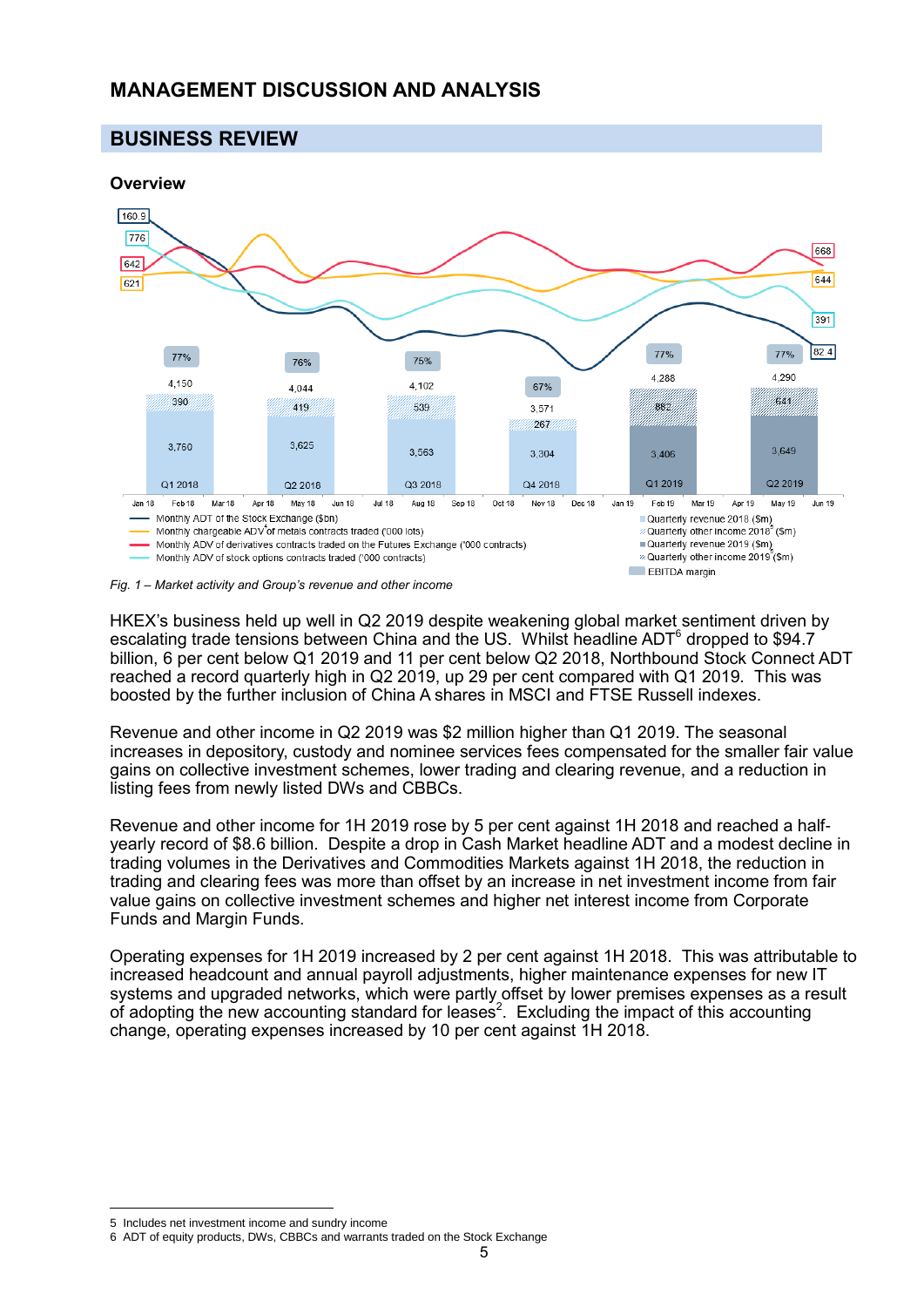# MANAGEMENT DISCUSSION AND ANALYSIS

## BUSINESS REVIEW

### Overview

*Fig. 1 – Market activity and Group's revenue and other income*

HKEX's business held up well in Q2 2019 despite weakening global market sentiment driven by escalating trade tensions between China and the US. Whilst headline ADT[6] dropped to $94.7 billion, 6 per cent below Q1 2019 and 11 per cent below Q2 2018, Northbound Stock Connect ADT reached a record quarterly high in Q2 2019, up 29 per cent compared with Q1 2019. This was boosted by the further inclusion of China A shares in MSCI and FTSE Russell indexes.

Revenue and other income in Q2 2019 was $2 million higher than Q1 2019. The seasonal increases in depository, custody and nominee services fees compensated for the smaller fair value gains on collective investment schemes, lower trading and clearing revenue, and a reduction in listing fees from newly listed DWs and CBBCs.

Revenue and other income for 1H 2019 rose by 5 per cent against 1H 2018 and reached a half-yearly record of $8.6 billion. Despite a drop in Cash Market headline ADT and a modest decline in trading volumes in the Derivatives and Commodities Markets against 1H 2018, the reduction in trading and clearing fees was more than offset by an increase in net investment income from fair value gains on collective investment schemes and higher net interest income from Corporate Funds and Margin Funds.

Operating expenses for 1H 2019 increased by 2 per cent against 1H 2018. This was attributable to increased headcount and annual payroll adjustments, higher maintenance expenses for new IT systems and upgraded networks, which were partly offset by lower premises expenses as a result of adopting the new accounting standard for leases[2]. Excluding the impact of this accounting change, operating expenses increased by 10 per cent against 1H 2018.

---

5 Includes net investment income and sundry income

6 ADT of equity products, DWs, CBBCs and warrants traded on the Stock Exchange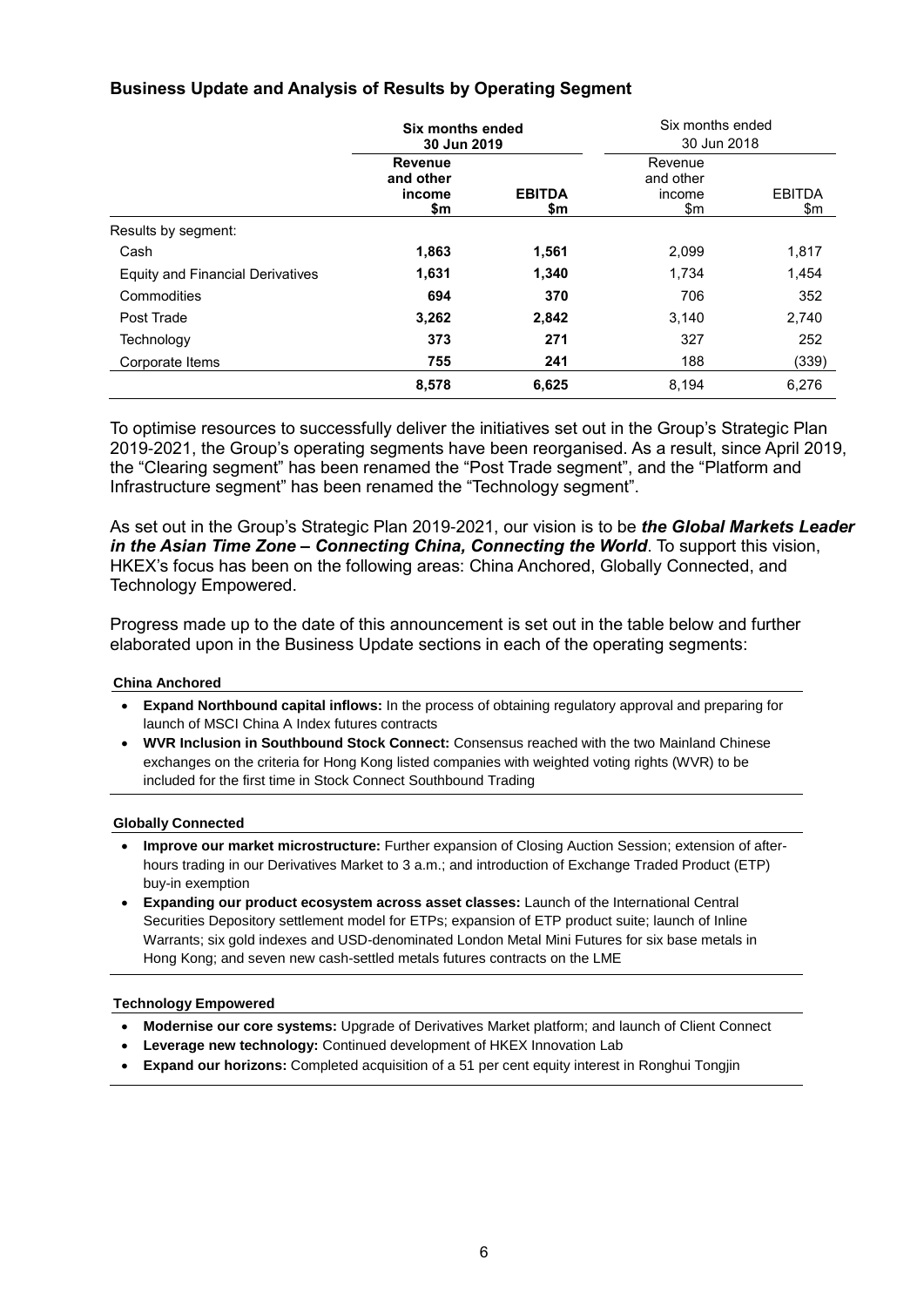## Business Update and Analysis of Results by Operating Segment

| | **Six months ended 30 Jun 2019** | | Six months ended 30 Jun 2018 | |
|---|---|---|---|---|
| | **Revenue and other income $m** | **EBITDA $m** | Revenue and other income $m | EBITDA $m |
| Results by segment: | | | | |
| Cash | **1,863** | **1,561** | 2,099 | 1,817 |
| Equity and Financial Derivatives | **1,631** | **1,340** | 1,734 | 1,454 |
| Commodities | **694** | **370** | 706 | 352 |
| Post Trade | **3,262** | **2,842** | 3,140 | 2,740 |
| Technology | **373** | **271** | 327 | 252 |
| Corporate Items | **755** | **241** | 188 | (339) |
| | **8,578** | **6,625** | 8,194 | 6,276 |

To optimise resources to successfully deliver the initiatives set out in the Group's Strategic Plan 2019-2021, the Group's operating segments have been reorganised. As a result, since April 2019, the "Clearing segment" has been renamed the "Post Trade segment", and the "Platform and Infrastructure segment" has been renamed the "Technology segment".

As set out in the Group's Strategic Plan 2019-2021, our vision is to be ***the Global Markets Leader in the Asian Time Zone – Connecting China, Connecting the World***. To support this vision, HKEX's focus has been on the following areas: China Anchored, Globally Connected, and Technology Empowered.

Progress made up to the date of this announcement is set out in the table below and further elaborated upon in the Business Update sections in each of the operating segments:

**China Anchored**

- **Expand Northbound capital inflows:** In the process of obtaining regulatory approval and preparing for launch of MSCI China A Index futures contracts
- **WVR Inclusion in Southbound Stock Connect:** Consensus reached with the two Mainland Chinese exchanges on the criteria for Hong Kong listed companies with weighted voting rights (WVR) to be included for the first time in Stock Connect Southbound Trading

**Globally Connected**

- **Improve our market microstructure:** Further expansion of Closing Auction Session; extension of after-hours trading in our Derivatives Market to 3 a.m.; and introduction of Exchange Traded Product (ETP) buy-in exemption
- **Expanding our product ecosystem across asset classes:** Launch of the International Central Securities Depository settlement model for ETPs; expansion of ETP product suite; launch of Inline Warrants; six gold indexes and USD-denominated London Metal Mini Futures for six base metals in Hong Kong; and seven new cash-settled metals futures contracts on the LME

**Technology Empowered**

- **Modernise our core systems:** Upgrade of Derivatives Market platform; and launch of Client Connect
- **Leverage new technology:** Continued development of HKEX Innovation Lab
- **Expand our horizons:** Completed acquisition of a 51 per cent equity interest in Ronghui Tongjin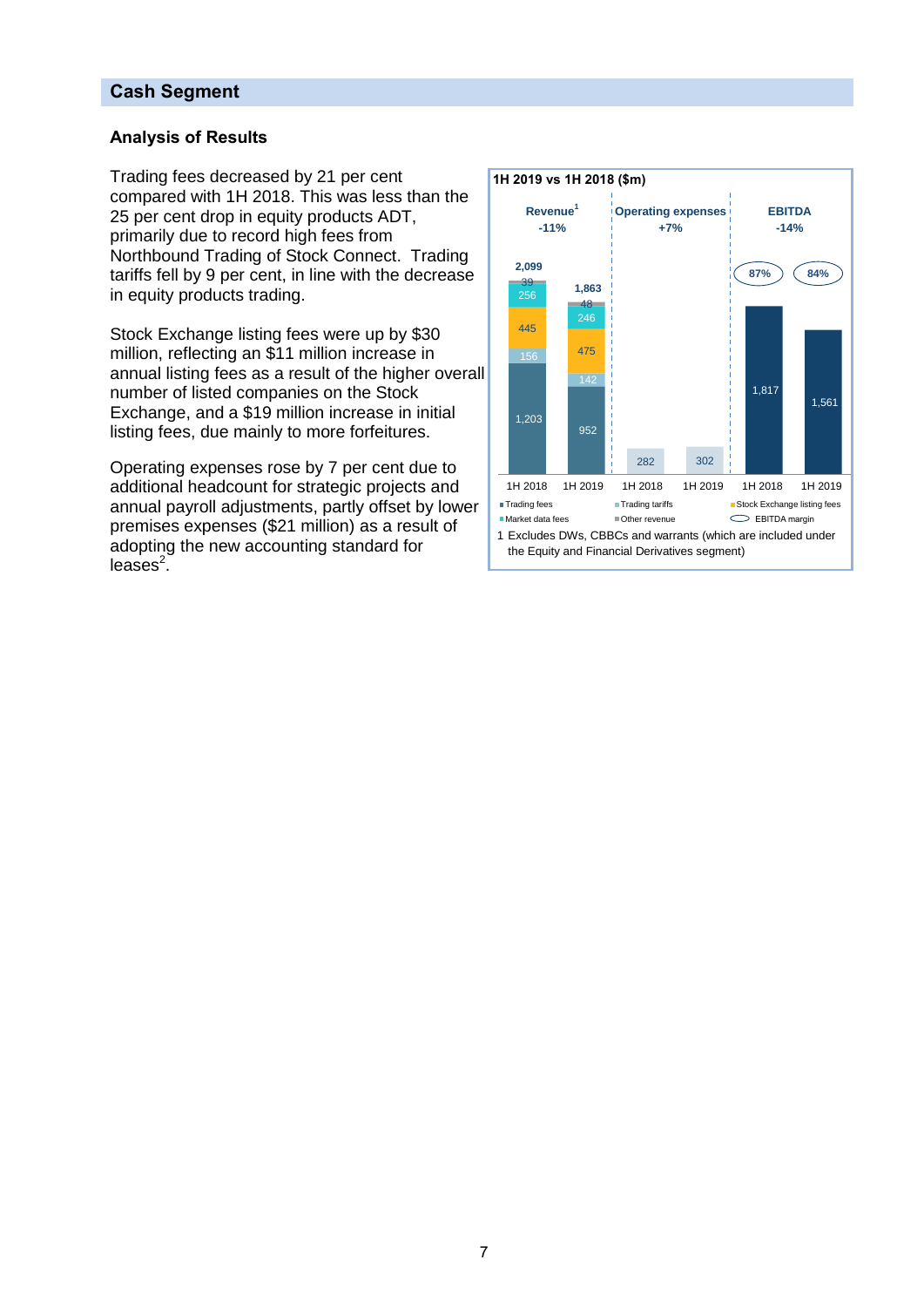## Cash Segment

### Analysis of Results

Trading fees decreased by 21 per cent compared with 1H 2018. This was less than the 25 per cent drop in equity products ADT, primarily due to record high fees from Northbound Trading of Stock Connect. Trading tariffs fell by 9 per cent, in line with the decrease in equity products trading.

Stock Exchange listing fees were up by $30 million, reflecting an $11 million increase in annual listing fees as a result of the higher overall number of listed companies on the Stock Exchange, and a $19 million increase in initial listing fees, due mainly to more forfeitures.

Operating expenses rose by 7 per cent due to additional headcount for strategic projects and annual payroll adjustments, partly offset by lower premises expenses ($21 million) as a result of adopting the new accounting standard for leases[2].

**1H 2019 vs 1H 2018 ($m)**

| | Revenue[1] (-11%) | | Operating expenses (+7%) | | EBITDA (-14%) | |
|---|---|---|---|---|---|---|
| | 1H 2018 | 1H 2019 | 1H 2018 | 1H 2019 | 1H 2018 | 1H 2019 |
| Trading fees | 1,203 | 952 | | | | |
| Trading tariffs | 156 | 142 | | | | |
| Stock Exchange listing fees | 445 | 475 | | | | |
| Market data fees | 256 | 246 | | | | |
| Other revenue | 39 | 48 | | | | |
| Total | 2,099 | 1,863 | 282 | 302 | 1,817 | 1,561 |
| EBITDA margin | | | | | 87% | 84% |

1 Excludes DWs, CBBCs and warrants (which are included under the Equity and Financial Derivatives segment)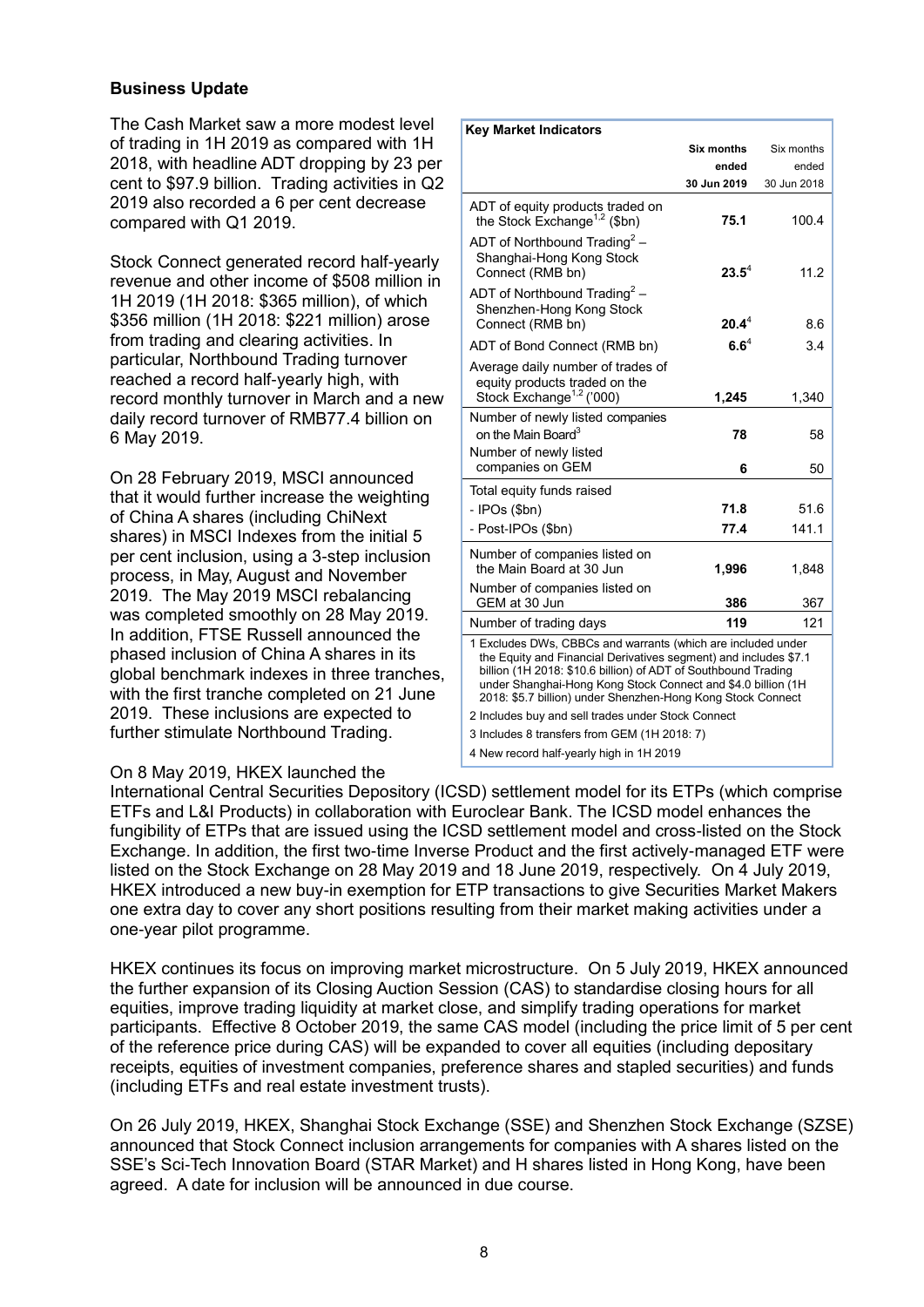## Business Update

The Cash Market saw a more modest level of trading in 1H 2019 as compared with 1H 2018, with headline ADT dropping by 23 per cent to $97.9 billion. Trading activities in Q2 2019 also recorded a 6 per cent decrease compared with Q1 2019.

Stock Connect generated record half-yearly revenue and other income of $508 million in 1H 2019 (1H 2018: $365 million), of which $356 million (1H 2018: $221 million) arose from trading and clearing activities. In particular, Northbound Trading turnover reached a record half-yearly high, with record monthly turnover in March and a new daily record turnover of RMB77.4 billion on 6 May 2019.

On 28 February 2019, MSCI announced that it would further increase the weighting of China A shares (including ChiNext shares) in MSCI Indexes from the initial 5 per cent inclusion, using a 3-step inclusion process, in May, August and November 2019. The May 2019 MSCI rebalancing was completed smoothly on 28 May 2019. In addition, FTSE Russell announced the phased inclusion of China A shares in its global benchmark indexes in three tranches, with the first tranche completed on 21 June 2019. These inclusions are expected to further stimulate Northbound Trading.

| Key Market Indicators | **Six months ended 30 Jun 2019** | Six months ended 30 Jun 2018 |
|---|---|---|
| ADT of equity products traded on the Stock Exchange[1,2] ($bn) | **75.1** | 100.4 |
| ADT of Northbound Trading[2] – Shanghai-Hong Kong Stock Connect (RMB bn) | **23.5**[4] | 11.2 |
| ADT of Northbound Trading[2] – Shenzhen-Hong Kong Stock Connect (RMB bn) | **20.4**[4] | 8.6 |
| ADT of Bond Connect (RMB bn) | **6.6**[4] | 3.4 |
| Average daily number of trades of equity products traded on the Stock Exchange[1,2] ('000) | **1,245** | 1,340 |
| Number of newly listed companies on the Main Board[3] | **78** | 58 |
| Number of newly listed companies on GEM | **6** | 50 |
| Total equity funds raised | | |
| - IPOs ($bn) | **71.8** | 51.6 |
| - Post-IPOs ($bn) | **77.4** | 141.1 |
| Number of companies listed on the Main Board at 30 Jun | **1,996** | 1,848 |
| Number of companies listed on GEM at 30 Jun | **386** | 367 |
| Number of trading days | **119** | 121 |

1 Excludes DWs, CBBCs and warrants (which are included under the Equity and Financial Derivatives segment) and includes $7.1 billion (1H 2018: $10.6 billion) of ADT of Southbound Trading under Shanghai-Hong Kong Stock Connect and $4.0 billion (1H 2018: $5.7 billion) under Shenzhen-Hong Kong Stock Connect

2 Includes buy and sell trades under Stock Connect

3 Includes 8 transfers from GEM (1H 2018: 7)

4 New record half-yearly high in 1H 2019

On 8 May 2019, HKEX launched the International Central Securities Depository (ICSD) settlement model for its ETPs (which comprise ETFs and L&I Products) in collaboration with Euroclear Bank. The ICSD model enhances the fungibility of ETPs that are issued using the ICSD settlement model and cross-listed on the Stock Exchange. In addition, the first two-time Inverse Product and the first actively-managed ETF were listed on the Stock Exchange on 28 May 2019 and 18 June 2019, respectively. On 4 July 2019, HKEX introduced a new buy-in exemption for ETP transactions to give Securities Market Makers one extra day to cover any short positions resulting from their market making activities under a one-year pilot programme.

HKEX continues its focus on improving market microstructure. On 5 July 2019, HKEX announced the further expansion of its Closing Auction Session (CAS) to standardise closing hours for all equities, improve trading liquidity at market close, and simplify trading operations for market participants. Effective 8 October 2019, the same CAS model (including the price limit of 5 per cent of the reference price during CAS) will be expanded to cover all equities (including depositary receipts, equities of investment companies, preference shares and stapled securities) and funds (including ETFs and real estate investment trusts).

On 26 July 2019, HKEX, Shanghai Stock Exchange (SSE) and Shenzhen Stock Exchange (SZSE) announced that Stock Connect inclusion arrangements for companies with A shares listed on the SSE's Sci-Tech Innovation Board (STAR Market) and H shares listed in Hong Kong, have been agreed. A date for inclusion will be announced in due course.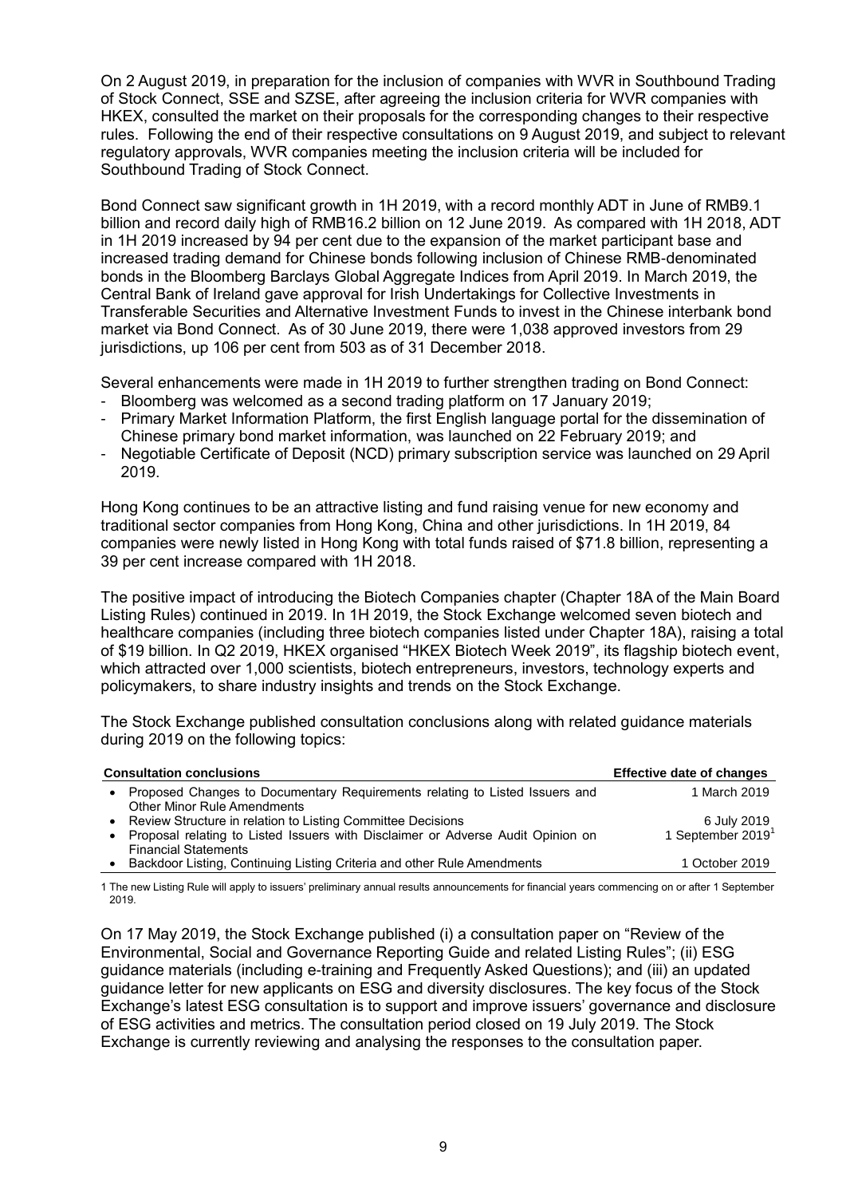On 2 August 2019, in preparation for the inclusion of companies with WVR in Southbound Trading of Stock Connect, SSE and SZSE, after agreeing the inclusion criteria for WVR companies with HKEX, consulted the market on their proposals for the corresponding changes to their respective rules. Following the end of their respective consultations on 9 August 2019, and subject to relevant regulatory approvals, WVR companies meeting the inclusion criteria will be included for Southbound Trading of Stock Connect.

Bond Connect saw significant growth in 1H 2019, with a record monthly ADT in June of RMB9.1 billion and record daily high of RMB16.2 billion on 12 June 2019. As compared with 1H 2018, ADT in 1H 2019 increased by 94 per cent due to the expansion of the market participant base and increased trading demand for Chinese bonds following inclusion of Chinese RMB-denominated bonds in the Bloomberg Barclays Global Aggregate Indices from April 2019. In March 2019, the Central Bank of Ireland gave approval for Irish Undertakings for Collective Investments in Transferable Securities and Alternative Investment Funds to invest in the Chinese interbank bond market via Bond Connect. As of 30 June 2019, there were 1,038 approved investors from 29 jurisdictions, up 106 per cent from 503 as of 31 December 2018.

Several enhancements were made in 1H 2019 to further strengthen trading on Bond Connect:

- Bloomberg was welcomed as a second trading platform on 17 January 2019;
- Primary Market Information Platform, the first English language portal for the dissemination of Chinese primary bond market information, was launched on 22 February 2019; and
- Negotiable Certificate of Deposit (NCD) primary subscription service was launched on 29 April 2019.

Hong Kong continues to be an attractive listing and fund raising venue for new economy and traditional sector companies from Hong Kong, China and other jurisdictions. In 1H 2019, 84 companies were newly listed in Hong Kong with total funds raised of $71.8 billion, representing a 39 per cent increase compared with 1H 2018.

The positive impact of introducing the Biotech Companies chapter (Chapter 18A of the Main Board Listing Rules) continued in 2019. In 1H 2019, the Stock Exchange welcomed seven biotech and healthcare companies (including three biotech companies listed under Chapter 18A), raising a total of $19 billion. In Q2 2019, HKEX organised "HKEX Biotech Week 2019", its flagship biotech event, which attracted over 1,000 scientists, biotech entrepreneurs, investors, technology experts and policymakers, to share industry insights and trends on the Stock Exchange.

The Stock Exchange published consultation conclusions along with related guidance materials during 2019 on the following topics:

| Consultation conclusions | Effective date of changes |
| --- | --- |
| • Proposed Changes to Documentary Requirements relating to Listed Issuers and Other Minor Rule Amendments | 1 March 2019 |
| • Review Structure in relation to Listing Committee Decisions | 6 July 2019 |
| • Proposal relating to Listed Issuers with Disclaimer or Adverse Audit Opinion on Financial Statements | 1 September 2019[1] |
| • Backdoor Listing, Continuing Listing Criteria and other Rule Amendments | 1 October 2019 |

1 The new Listing Rule will apply to issuers' preliminary annual results announcements for financial years commencing on or after 1 September 2019.

On 17 May 2019, the Stock Exchange published (i) a consultation paper on "Review of the Environmental, Social and Governance Reporting Guide and related Listing Rules"; (ii) ESG guidance materials (including e-training and Frequently Asked Questions); and (iii) an updated guidance letter for new applicants on ESG and diversity disclosures. The key focus of the Stock Exchange's latest ESG consultation is to support and improve issuers' governance and disclosure of ESG activities and metrics. The consultation period closed on 19 July 2019. The Stock Exchange is currently reviewing and analysing the responses to the consultation paper.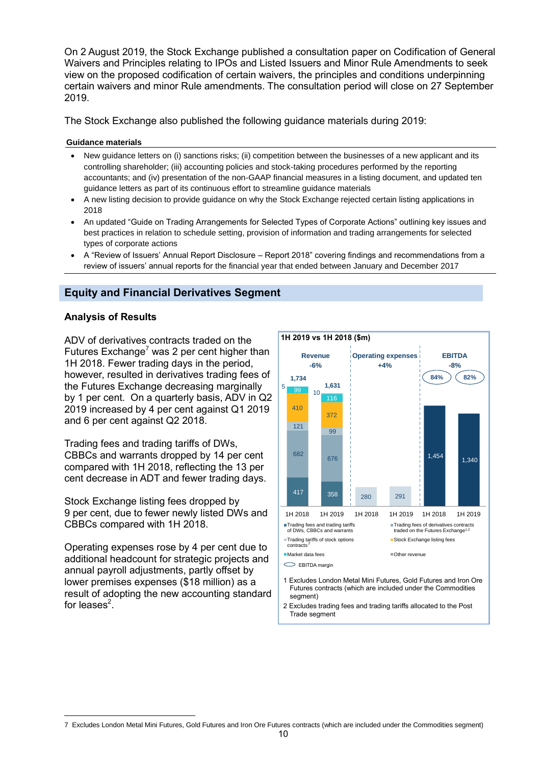On 2 August 2019, the Stock Exchange published a consultation paper on Codification of General Waivers and Principles relating to IPOs and Listed Issuers and Minor Rule Amendments to seek view on the proposed codification of certain waivers, the principles and conditions underpinning certain waivers and minor Rule amendments. The consultation period will close on 27 September 2019.

The Stock Exchange also published the following guidance materials during 2019:

**Guidance materials**

- New guidance letters on (i) sanctions risks; (ii) competition between the businesses of a new applicant and its controlling shareholder; (iii) accounting policies and stock-taking procedures performed by the reporting accountants; and (iv) presentation of the non-GAAP financial measures in a listing document, and updated ten guidance letters as part of its continuous effort to streamline guidance materials
- A new listing decision to provide guidance on why the Stock Exchange rejected certain listing applications in 2018
- An updated "Guide on Trading Arrangements for Selected Types of Corporate Actions" outlining key issues and best practices in relation to schedule setting, provision of information and trading arrangements for selected types of corporate actions
- A "Review of Issuers' Annual Report Disclosure – Report 2018" covering findings and recommendations from a review of issuers' annual reports for the financial year that ended between January and December 2017

## Equity and Financial Derivatives Segment

### Analysis of Results

ADV of derivatives contracts traded on the Futures Exchange[7] was 2 per cent higher than 1H 2018. Fewer trading days in the period, however, resulted in derivatives trading fees of the Futures Exchange decreasing marginally by 1 per cent. On a quarterly basis, ADV in Q2 2019 increased by 4 per cent against Q1 2019 and 6 per cent against Q2 2018.

Trading fees and trading tariffs of DWs, CBBCs and warrants dropped by 14 per cent compared with 1H 2018, reflecting the 13 per cent decrease in ADT and fewer trading days.

Stock Exchange listing fees dropped by 9 per cent, due to fewer newly listed DWs and CBBCs compared with 1H 2018.

Operating expenses rose by 4 per cent due to additional headcount for strategic projects and annual payroll adjustments, partly offset by lower premises expenses ($18 million) as a result of adopting the new accounting standard for leases[2].

**1H 2019 vs 1H 2018 ($m)**

| | Revenue (-6%) | | Operating expenses (+4%) | | EBITDA (-8%) | |
|---|---|---|---|---|---|---|
| | 1H 2018 | 1H 2019 | 1H 2018 | 1H 2019 | 1H 2018 | 1H 2019 |
| Trading fees and trading tariffs of DWs, CBBCs and warrants | 417 | 358 | | | | |
| Trading fees of derivatives contracts traded on the Futures Exchange[1,2] | 682 | 676 | | | | |
| Trading tariffs of stock options contracts[2] | 121 | 99 | | | | |
| Stock Exchange listing fees | 410 | 372 | | | | |
| Market data fees | 99 | 116 | | | | |
| Other revenue | 5 | 10 | | | | |
| Total | 1,734 | 1,631 | 280 | 291 | 1,454 | 1,340 |
| EBITDA margin | | | | | 84% | 82% |

1 Excludes London Metal Mini Futures, Gold Futures and Iron Ore Futures contracts (which are included under the Commodities segment)

2 Excludes trading fees and trading tariffs allocated to the Post Trade segment

7 Excludes London Metal Mini Futures, Gold Futures and Iron Ore Futures contracts (which are included under the Commodities segment)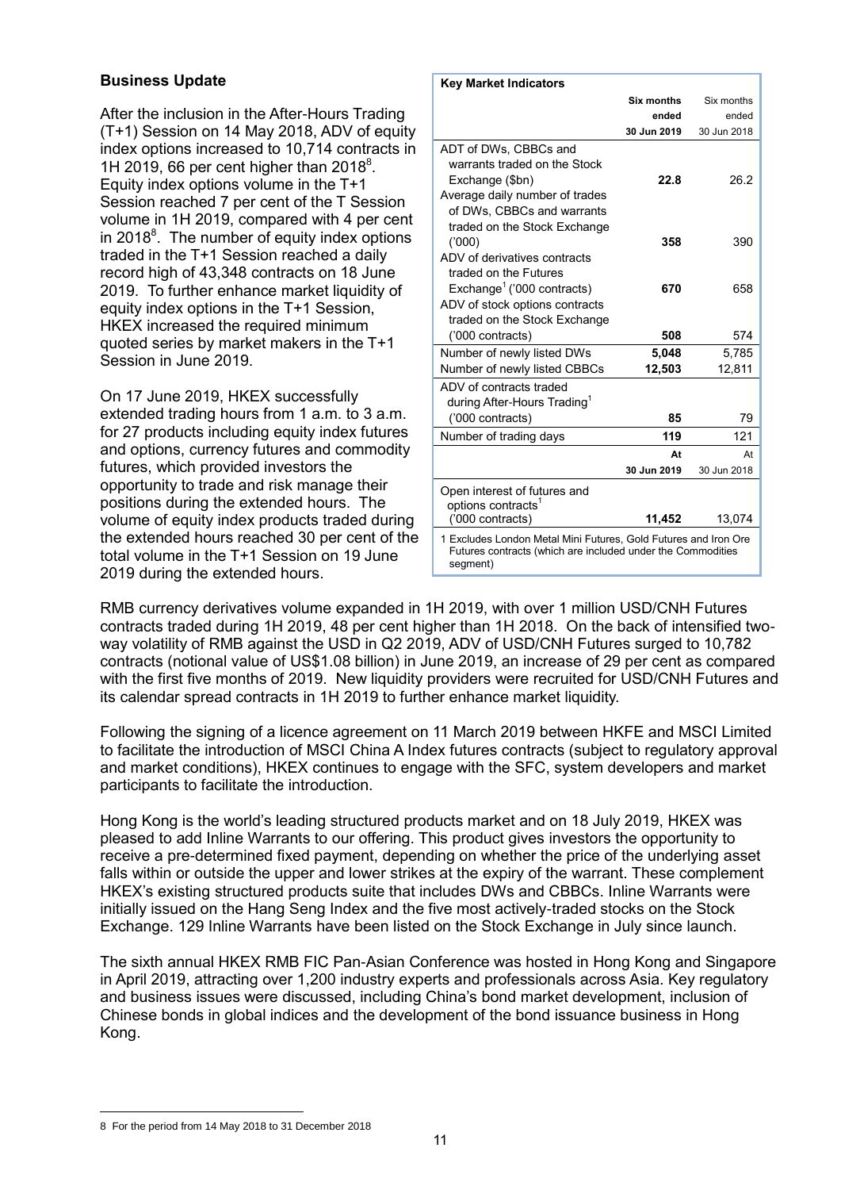### Business Update

After the inclusion in the After-Hours Trading (T+1) Session on 14 May 2018, ADV of equity index options increased to 10,714 contracts in 1H 2019, 66 per cent higher than 2018[8]. Equity index options volume in the T+1 Session reached 7 per cent of the T Session volume in 1H 2019, compared with 4 per cent in 2018[8]. The number of equity index options traded in the T+1 Session reached a daily record high of 43,348 contracts on 18 June 2019. To further enhance market liquidity of equity index options in the T+1 Session, HKEX increased the required minimum quoted series by market makers in the T+1 Session in June 2019.

On 17 June 2019, HKEX successfully extended trading hours from 1 a.m. to 3 a.m. for 27 products including equity index futures and options, currency futures and commodity futures, which provided investors the opportunity to trade and risk manage their positions during the extended hours. The volume of equity index products traded during the extended hours reached 30 per cent of the total volume in the T+1 Session on 19 June 2019 during the extended hours.

| Key Market Indicators | | |
|---|---|---|
| | **Six months ended 30 Jun 2019** | Six months ended 30 Jun 2018 |
| ADT of DWs, CBBCs and warrants traded on the Stock Exchange ($bn) | **22.8** | 26.2 |
| Average daily number of trades of DWs, CBBCs and warrants traded on the Stock Exchange ('000) | **358** | 390 |
| ADV of derivatives contracts traded on the Futures Exchange[1] ('000 contracts) | **670** | 658 |
| ADV of stock options contracts traded on the Stock Exchange ('000 contracts) | **508** | 574 |
| Number of newly listed DWs | **5,048** | 5,785 |
| Number of newly listed CBBCs | **12,503** | 12,811 |
| ADV of contracts traded during After-Hours Trading[1] ('000 contracts) | **85** | 79 |
| Number of trading days | **119** | 121 |
| | **At 30 Jun 2019** | At 30 Jun 2018 |
| Open interest of futures and options contracts[1] ('000 contracts) | **11,452** | 13,074 |

1 Excludes London Metal Mini Futures, Gold Futures and Iron Ore Futures contracts (which are included under the Commodities segment)

RMB currency derivatives volume expanded in 1H 2019, with over 1 million USD/CNH Futures contracts traded during 1H 2019, 48 per cent higher than 1H 2018. On the back of intensified two-way volatility of RMB against the USD in Q2 2019, ADV of USD/CNH Futures surged to 10,782 contracts (notional value of US$1.08 billion) in June 2019, an increase of 29 per cent as compared with the first five months of 2019. New liquidity providers were recruited for USD/CNH Futures and its calendar spread contracts in 1H 2019 to further enhance market liquidity.

Following the signing of a licence agreement on 11 March 2019 between HKFE and MSCI Limited to facilitate the introduction of MSCI China A Index futures contracts (subject to regulatory approval and market conditions), HKEX continues to engage with the SFC, system developers and market participants to facilitate the introduction.

Hong Kong is the world's leading structured products market and on 18 July 2019, HKEX was pleased to add Inline Warrants to our offering. This product gives investors the opportunity to receive a pre-determined fixed payment, depending on whether the price of the underlying asset falls within or outside the upper and lower strikes at the expiry of the warrant. These complement HKEX's existing structured products suite that includes DWs and CBBCs. Inline Warrants were initially issued on the Hang Seng Index and the five most actively-traded stocks on the Stock Exchange. 129 Inline Warrants have been listed on the Stock Exchange in July since launch.

The sixth annual HKEX RMB FIC Pan-Asian Conference was hosted in Hong Kong and Singapore in April 2019, attracting over 1,200 industry experts and professionals across Asia. Key regulatory and business issues were discussed, including China's bond market development, inclusion of Chinese bonds in global indices and the development of the bond issuance business in Hong Kong.

8 For the period from 14 May 2018 to 31 December 2018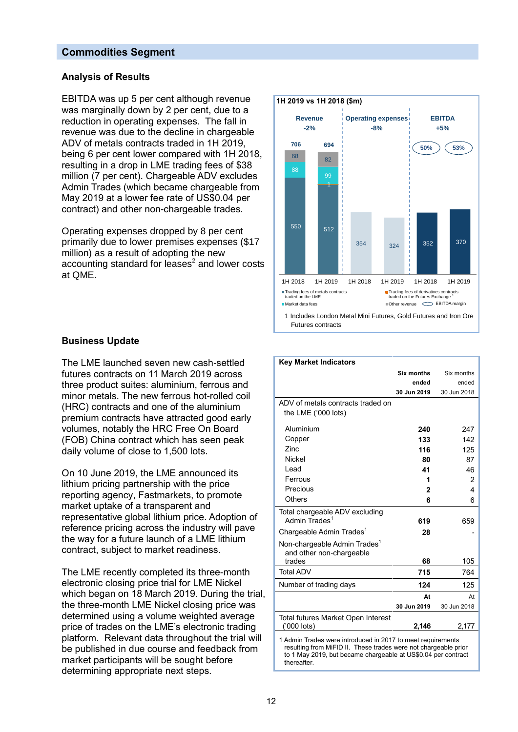## Commodities Segment

### Analysis of Results

EBITDA was up 5 per cent although revenue was marginally down by 2 per cent, due to a reduction in operating expenses. The fall in revenue was due to the decline in chargeable ADV of metals contracts traded in 1H 2019, being 6 per cent lower compared with 1H 2018, resulting in a drop in LME trading fees of $38 million (7 per cent). Chargeable ADV excludes Admin Trades (which became chargeable from May 2019 at a lower fee rate of US$0.04 per contract) and other non-chargeable trades.

Operating expenses dropped by 8 per cent primarily due to lower premises expenses ($17 million) as a result of adopting the new accounting standard for leases[2] and lower costs at QME.

**1H 2019 vs 1H 2018 ($m)**

| | Revenue 1H 2018 | Revenue 1H 2019 | Operating expenses 1H 2018 | Operating expenses 1H 2019 | EBITDA 1H 2018 | EBITDA 1H 2019 |
|---|---|---|---|---|---|---|
| Change | -2% | | -8% | | +5% | |
| Total | 706 | 694 | 354 | 324 | 352 | 370 |
| Trading fees of metals contracts traded on the LME | 550 | 512 | | | | |
| Trading fees of derivatives contracts traded on the Futures Exchange[1] | | 1 | | | | |
| Market data fees | 88 | 99 | | | | |
| Other revenue | 68 | 82 | | | | |
| EBITDA margin | | | | | 50% | 53% |

1 Includes London Metal Mini Futures, Gold Futures and Iron Ore Futures contracts

### Business Update

The LME launched seven new cash-settled futures contracts on 11 March 2019 across three product suites: aluminium, ferrous and minor metals. The new ferrous hot-rolled coil (HRC) contracts and one of the aluminium premium contracts have attracted good early volumes, notably the HRC Free On Board (FOB) China contract which has seen peak daily volume of close to 1,500 lots.

On 10 June 2019, the LME announced its lithium pricing partnership with the price reporting agency, Fastmarkets, to promote market uptake of a transparent and representative global lithium price. Adoption of reference pricing across the industry will pave the way for a future launch of a LME lithium contract, subject to market readiness.

The LME recently completed its three-month electronic closing price trial for LME Nickel which began on 18 March 2019. During the trial, the three-month LME Nickel closing price was determined using a volume weighted average price of trades on the LME's electronic trading platform. Relevant data throughout the trial will be published in due course and feedback from market participants will be sought before determining appropriate next steps.

**Key Market Indicators**

| | **Six months ended 30 Jun 2019** | Six months ended 30 Jun 2018 |
|---|---|---|
| ADV of metals contracts traded on the LME ('000 lots) | | |
| Aluminium | **240** | 247 |
| Copper | **133** | 142 |
| Zinc | **116** | 125 |
| Nickel | **80** | 87 |
| Lead | **41** | 46 |
| Ferrous | **1** | 2 |
| Precious | **2** | 4 |
| Others | **6** | 6 |
| Total chargeable ADV excluding Admin Trades[1] | **619** | 659 |
| Chargeable Admin Trades[1] | **28** | - |
| Non-chargeable Admin Trades[1] and other non-chargeable trades | **68** | 105 |
| Total ADV | **715** | 764 |
| Number of trading days | **124** | 125 |
| | **At 30 Jun 2019** | At 30 Jun 2018 |
| Total futures Market Open Interest ('000 lots) | **2,146** | 2,177 |

1 Admin Trades were introduced in 2017 to meet requirements resulting from MiFID II. These trades were not chargeable prior to 1 May 2019, but became chargeable at US$0.04 per contract thereafter.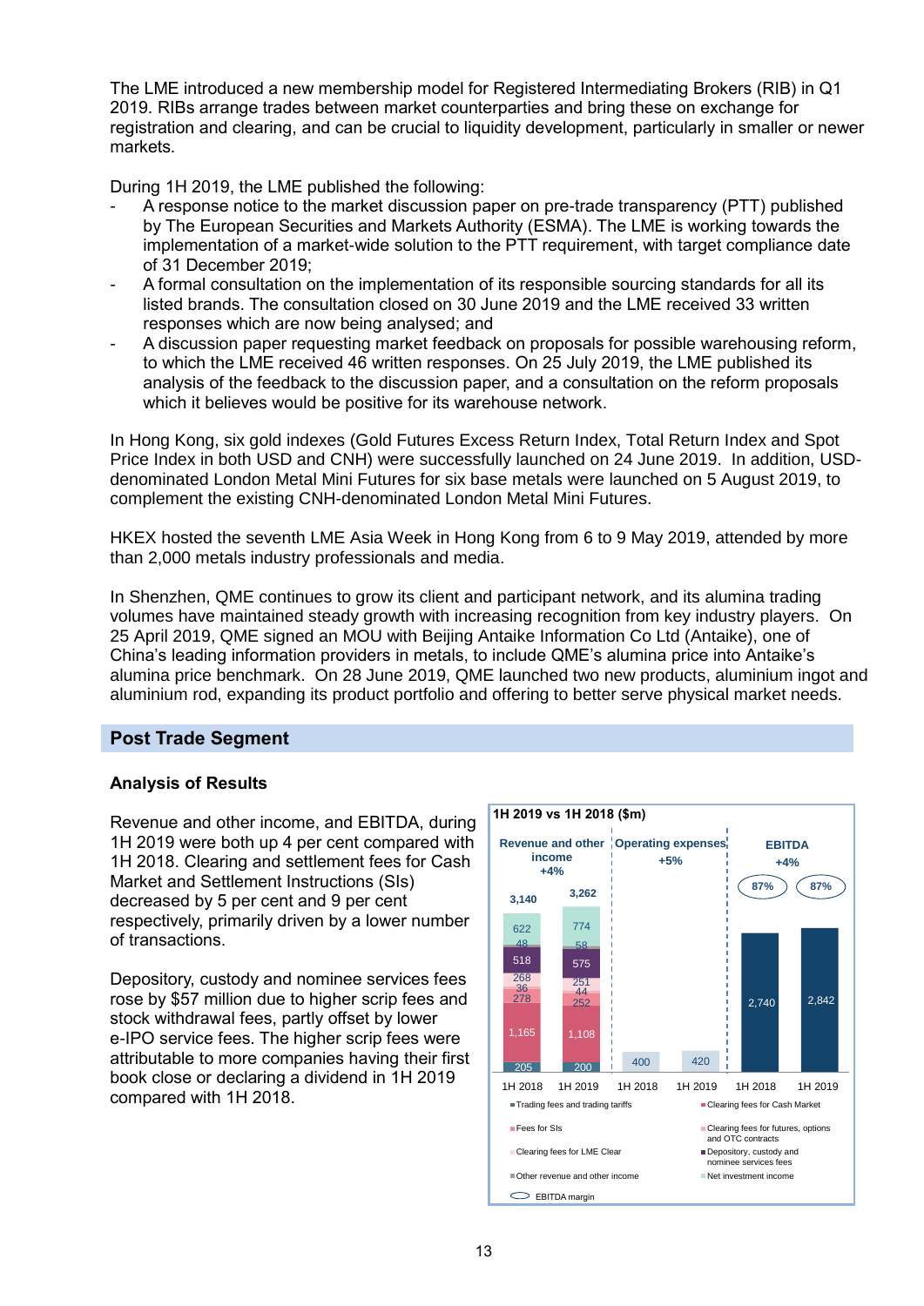The LME introduced a new membership model for Registered Intermediating Brokers (RIB) in Q1 2019. RIBs arrange trades between market counterparties and bring these on exchange for registration and clearing, and can be crucial to liquidity development, particularly in smaller or newer markets.

During 1H 2019, the LME published the following:

- A response notice to the market discussion paper on pre-trade transparency (PTT) published by The European Securities and Markets Authority (ESMA). The LME is working towards the implementation of a market-wide solution to the PTT requirement, with target compliance date of 31 December 2019;
- A formal consultation on the implementation of its responsible sourcing standards for all its listed brands. The consultation closed on 30 June 2019 and the LME received 33 written responses which are now being analysed; and
- A discussion paper requesting market feedback on proposals for possible warehousing reform, to which the LME received 46 written responses. On 25 July 2019, the LME published its analysis of the feedback to the discussion paper, and a consultation on the reform proposals which it believes would be positive for its warehouse network.

In Hong Kong, six gold indexes (Gold Futures Excess Return Index, Total Return Index and Spot Price Index in both USD and CNH) were successfully launched on 24 June 2019. In addition, USD-denominated London Metal Mini Futures for six base metals were launched on 5 August 2019, to complement the existing CNH-denominated London Metal Mini Futures.

HKEX hosted the seventh LME Asia Week in Hong Kong from 6 to 9 May 2019, attended by more than 2,000 metals industry professionals and media.

In Shenzhen, QME continues to grow its client and participant network, and its alumina trading volumes have maintained steady growth with increasing recognition from key industry players. On 25 April 2019, QME signed an MOU with Beijing Antaike Information Co Ltd (Antaike), one of China's leading information providers in metals, to include QME's alumina price into Antaike's alumina price benchmark. On 28 June 2019, QME launched two new products, aluminium ingot and aluminium rod, expanding its product portfolio and offering to better serve physical market needs.

## Post Trade Segment

### Analysis of Results

Revenue and other income, and EBITDA, during 1H 2019 were both up 4 per cent compared with 1H 2018. Clearing and settlement fees for Cash Market and Settlement Instructions (SIs) decreased by 5 per cent and 9 per cent respectively, primarily driven by a lower number of transactions.

Depository, custody and nominee services fees rose by $57 million due to higher scrip fees and stock withdrawal fees, partly offset by lower e-IPO service fees. The higher scrip fees were attributable to more companies having their first book close or declaring a dividend in 1H 2019 compared with 1H 2018.

**1H 2019 vs 1H 2018 ($m)**

| | Revenue and other income (+4%) | | Operating expenses (+5%) | | EBITDA (+4%) | |
|---|---|---|---|---|---|---|
| | 1H 2018 | 1H 2019 | 1H 2018 | 1H 2019 | 1H 2018 | 1H 2019 |
| Trading fees and trading tariffs | 205 | 200 | | | | |
| Clearing fees for Cash Market | 1,165 | 1,108 | | | | |
| Fees for SIs | 278 | 252 | | | | |
| Clearing fees for futures, options and OTC contracts | 36 | 44 | | | | |
| Clearing fees for LME Clear | 268 | 251 | | | | |
| Depository, custody and nominee services fees | 518 | 575 | | | | |
| Other revenue and other income | 48 | 58 | | | | |
| Net investment income | 622 | 774 | | | | |
| Total | 3,140 | 3,262 | 400 | 420 | 2,740 | 2,842 |
| EBITDA margin | | | | | 87% | 87% |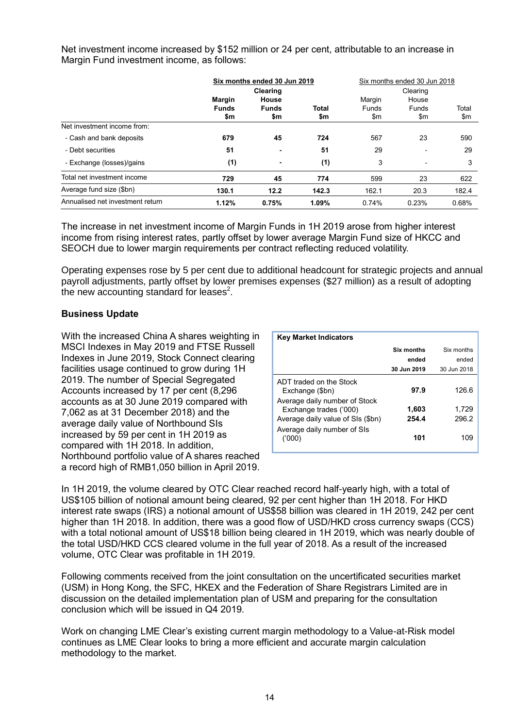Net investment income increased by $152 million or 24 per cent, attributable to an increase in Margin Fund investment income, as follows:

| | Six months ended 30 Jun 2019 | | | Six months ended 30 Jun 2018 | | |
|---|---|---|---|---|---|---|
| | **Margin Funds $m** | **Clearing House Funds $m** | **Total $m** | Margin Funds $m | Clearing House Funds $m | Total $m |
| Net investment income from: | | | | | | |
| - Cash and bank deposits | **679** | **45** | **724** | 567 | 23 | 590 |
| - Debt securities | **51** | **-** | **51** | 29 | - | 29 |
| - Exchange (losses)/gains | **(1)** | **-** | **(1)** | 3 | - | 3 |
| Total net investment income | **729** | **45** | **774** | 599 | 23 | 622 |
| Average fund size ($bn) | **130.1** | **12.2** | **142.3** | 162.1 | 20.3 | 182.4 |
| Annualised net investment return | **1.12%** | **0.75%** | **1.09%** | 0.74% | 0.23% | 0.68% |

The increase in net investment income of Margin Funds in 1H 2019 arose from higher interest income from rising interest rates, partly offset by lower average Margin Fund size of HKCC and SEOCH due to lower margin requirements per contract reflecting reduced volatility.

Operating expenses rose by 5 per cent due to additional headcount for strategic projects and annual payroll adjustments, partly offset by lower premises expenses ($27 million) as a result of adopting the new accounting standard for leases[2].

**Business Update**

With the increased China A shares weighting in MSCI Indexes in May 2019 and FTSE Russell Indexes in June 2019, Stock Connect clearing facilities usage continued to grow during 1H 2019. The number of Special Segregated Accounts increased by 17 per cent (8,296 accounts as at 30 June 2019 compared with 7,062 as at 31 December 2018) and the average daily value of Northbound SIs increased by 59 per cent in 1H 2019 as compared with 1H 2018. In addition, Northbound portfolio value of A shares reached a record high of RMB1,050 billion in April 2019.

| Key Market Indicators | **Six months ended 30 Jun 2019** | Six months ended 30 Jun 2018 |
|---|---|---|
| ADT traded on the Stock Exchange ($bn) | **97.9** | 126.6 |
| Average daily number of Stock Exchange trades ('000) | **1,603** | 1,729 |
| Average daily value of SIs ($bn) | **254.4** | 296.2 |
| Average daily number of SIs ('000) | **101** | 109 |

In 1H 2019, the volume cleared by OTC Clear reached record half-yearly high, with a total of US$105 billion of notional amount being cleared, 92 per cent higher than 1H 2018. For HKD interest rate swaps (IRS) a notional amount of US$58 billion was cleared in 1H 2019, 242 per cent higher than 1H 2018. In addition, there was a good flow of USD/HKD cross currency swaps (CCS) with a total notional amount of US$18 billion being cleared in 1H 2019, which was nearly double of the total USD/HKD CCS cleared volume in the full year of 2018. As a result of the increased volume, OTC Clear was profitable in 1H 2019.

Following comments received from the joint consultation on the uncertificated securities market (USM) in Hong Kong, the SFC, HKEX and the Federation of Share Registrars Limited are in discussion on the detailed implementation plan of USM and preparing for the consultation conclusion which will be issued in Q4 2019.

Work on changing LME Clear's existing current margin methodology to a Value-at-Risk model continues as LME Clear looks to bring a more efficient and accurate margin calculation methodology to the market.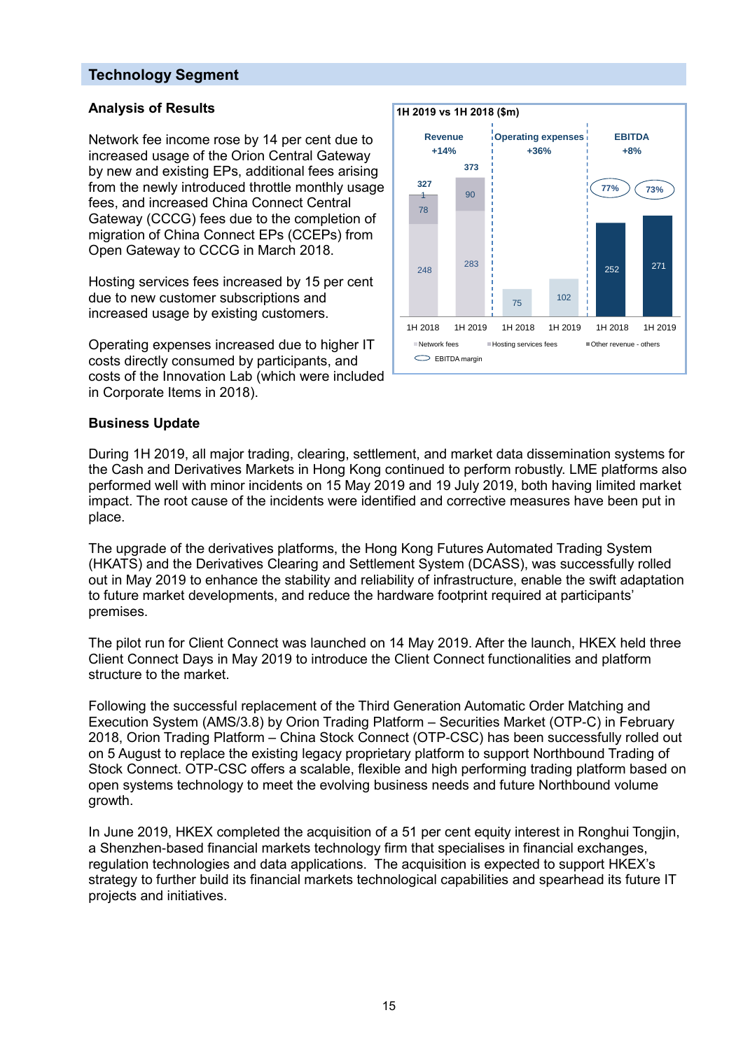## Technology Segment

### Analysis of Results

Network fee income rose by 14 per cent due to increased usage of the Orion Central Gateway by new and existing EPs, additional fees arising from the newly introduced throttle monthly usage fees, and increased China Connect Central Gateway (CCCG) fees due to the completion of migration of China Connect EPs (CCEPs) from Open Gateway to CCCG in March 2018.

Hosting services fees increased by 15 per cent due to new customer subscriptions and increased usage by existing customers.

Operating expenses increased due to higher IT costs directly consumed by participants, and costs of the Innovation Lab (which were included in Corporate Items in 2018).

**1H 2019 vs 1H 2018 ($m)**

| | Revenue (+14%) | | Operating expenses (+36%) | | EBITDA (+8%) | |
|---|---|---|---|---|---|---|
| | 1H 2018 | 1H 2019 | 1H 2018 | 1H 2019 | 1H 2018 | 1H 2019 |
| Network fees | 248 | 283 | | | | |
| Hosting services fees | 78 | 90 | | | | |
| Other revenue - others | 1 | | | | | |
| Total | 327 | 373 | 75 | 102 | 252 | 271 |
| EBITDA margin | | | | | 77% | 73% |

### Business Update

During 1H 2019, all major trading, clearing, settlement, and market data dissemination systems for the Cash and Derivatives Markets in Hong Kong continued to perform robustly. LME platforms also performed well with minor incidents on 15 May 2019 and 19 July 2019, both having limited market impact. The root cause of the incidents were identified and corrective measures have been put in place.

The upgrade of the derivatives platforms, the Hong Kong Futures Automated Trading System (HKATS) and the Derivatives Clearing and Settlement System (DCASS), was successfully rolled out in May 2019 to enhance the stability and reliability of infrastructure, enable the swift adaptation to future market developments, and reduce the hardware footprint required at participants' premises.

The pilot run for Client Connect was launched on 14 May 2019. After the launch, HKEX held three Client Connect Days in May 2019 to introduce the Client Connect functionalities and platform structure to the market.

Following the successful replacement of the Third Generation Automatic Order Matching and Execution System (AMS/3.8) by Orion Trading Platform – Securities Market (OTP-C) in February 2018, Orion Trading Platform – China Stock Connect (OTP-CSC) has been successfully rolled out on 5 August to replace the existing legacy proprietary platform to support Northbound Trading of Stock Connect. OTP-CSC offers a scalable, flexible and high performing trading platform based on open systems technology to meet the evolving business needs and future Northbound volume growth.

In June 2019, HKEX completed the acquisition of a 51 per cent equity interest in Ronghui Tongjin, a Shenzhen-based financial markets technology firm that specialises in financial exchanges, regulation technologies and data applications. The acquisition is expected to support HKEX's strategy to further build its financial markets technological capabilities and spearhead its future IT projects and initiatives.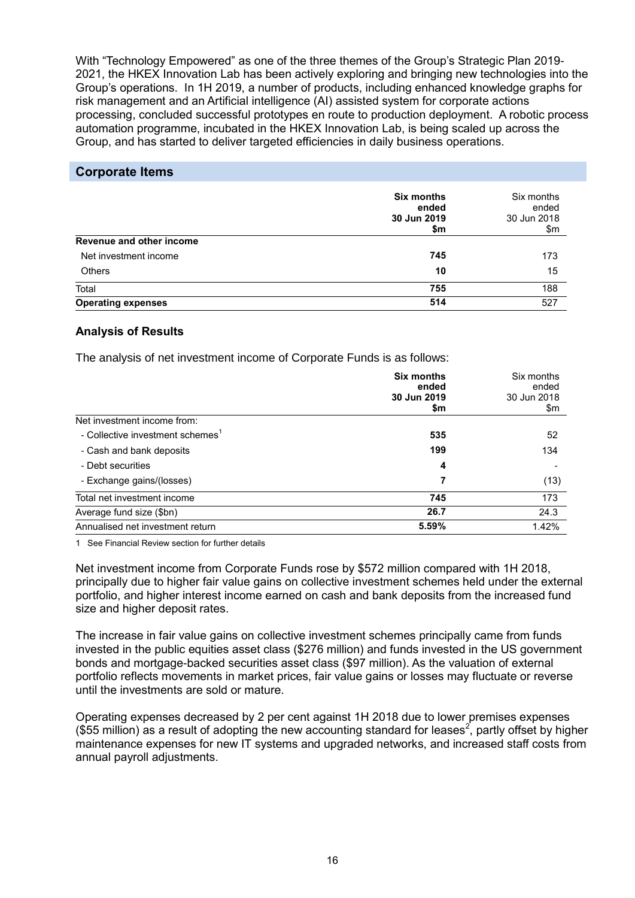With “Technology Empowered” as one of the three themes of the Group’s Strategic Plan 2019-2021, the HKEX Innovation Lab has been actively exploring and bringing new technologies into the Group’s operations. In 1H 2019, a number of products, including enhanced knowledge graphs for risk management and an Artificial intelligence (AI) assisted system for corporate actions processing, concluded successful prototypes en route to production deployment. A robotic process automation programme, incubated in the HKEX Innovation Lab, is being scaled up across the Group, and has started to deliver targeted efficiencies in daily business operations.

## Corporate Items

| | **Six months ended 30 Jun 2019 $m** | Six months ended 30 Jun 2018 $m |
|---|---|---|
| **Revenue and other income** | | |
| Net investment income | **745** | 173 |
| Others | **10** | 15 |
| Total | **755** | 188 |
| **Operating expenses** | **514** | 527 |

### Analysis of Results

The analysis of net investment income of Corporate Funds is as follows:

| | **Six months ended 30 Jun 2019 $m** | Six months ended 30 Jun 2018 $m |
|---|---|---|
| Net investment income from: | | |
| - Collective investment schemes[1] | **535** | 52 |
| - Cash and bank deposits | **199** | 134 |
| - Debt securities | **4** | - |
| - Exchange gains/(losses) | **7** | (13) |
| Total net investment income | **745** | 173 |
| Average fund size ($bn) | **26.7** | 24.3 |
| Annualised net investment return | **5.59%** | 1.42% |

1 See Financial Review section for further details

Net investment income from Corporate Funds rose by $572 million compared with 1H 2018, principally due to higher fair value gains on collective investment schemes held under the external portfolio, and higher interest income earned on cash and bank deposits from the increased fund size and higher deposit rates.

The increase in fair value gains on collective investment schemes principally came from funds invested in the public equities asset class ($276 million) and funds invested in the US government bonds and mortgage-backed securities asset class ($97 million). As the valuation of external portfolio reflects movements in market prices, fair value gains or losses may fluctuate or reverse until the investments are sold or mature.

Operating expenses decreased by 2 per cent against 1H 2018 due to lower premises expenses ($55 million) as a result of adopting the new accounting standard for leases[2], partly offset by higher maintenance expenses for new IT systems and upgraded networks, and increased staff costs from annual payroll adjustments.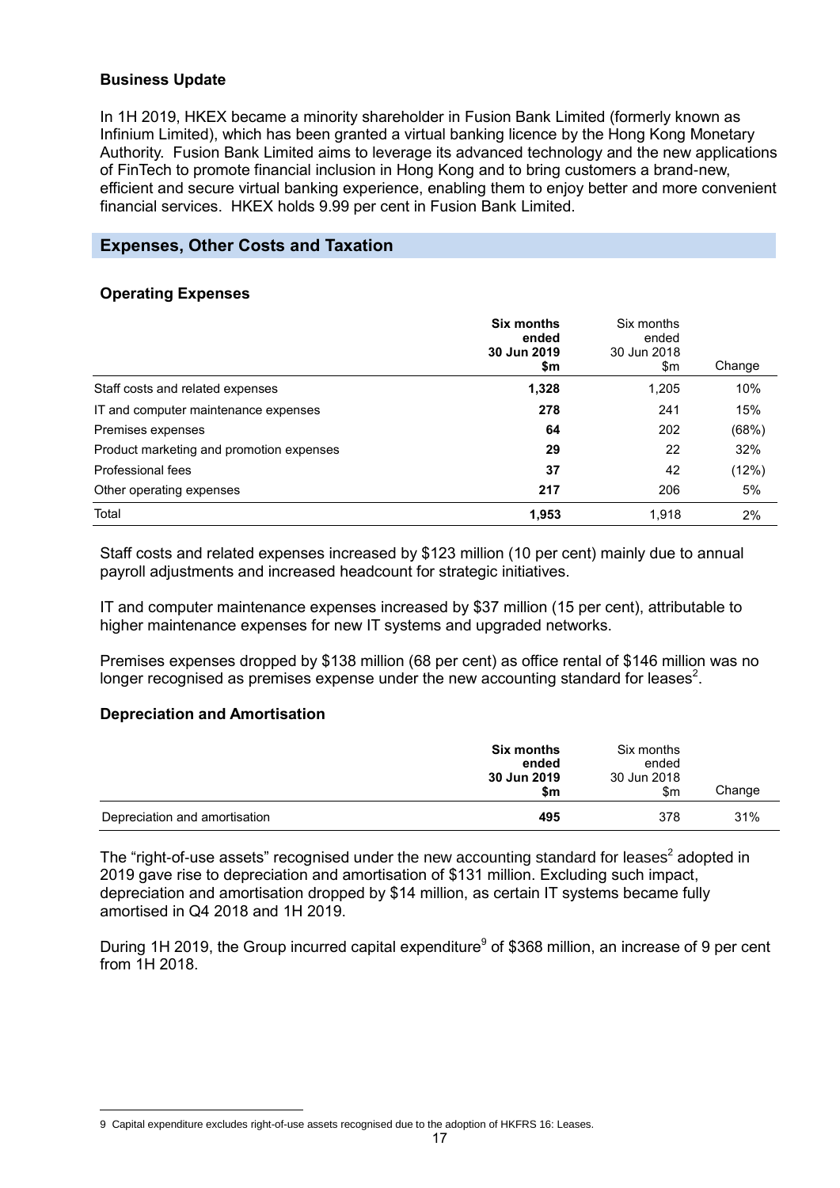### Business Update

In 1H 2019, HKEX became a minority shareholder in Fusion Bank Limited (formerly known as Infinium Limited), which has been granted a virtual banking licence by the Hong Kong Monetary Authority. Fusion Bank Limited aims to leverage its advanced technology and the new applications of FinTech to promote financial inclusion in Hong Kong and to bring customers a brand-new, efficient and secure virtual banking experience, enabling them to enjoy better and more convenient financial services. HKEX holds 9.99 per cent in Fusion Bank Limited.

## Expenses, Other Costs and Taxation

### Operating Expenses

| | **Six months ended 30 Jun 2019 $m** | Six months ended 30 Jun 2018 $m | Change |
|---|---|---|---|
| Staff costs and related expenses | **1,328** | 1,205 | 10% |
| IT and computer maintenance expenses | **278** | 241 | 15% |
| Premises expenses | **64** | 202 | (68%) |
| Product marketing and promotion expenses | **29** | 22 | 32% |
| Professional fees | **37** | 42 | (12%) |
| Other operating expenses | **217** | 206 | 5% |
| Total | **1,953** | 1,918 | 2% |

Staff costs and related expenses increased by $123 million (10 per cent) mainly due to annual payroll adjustments and increased headcount for strategic initiatives.

IT and computer maintenance expenses increased by $37 million (15 per cent), attributable to higher maintenance expenses for new IT systems and upgraded networks.

Premises expenses dropped by $138 million (68 per cent) as office rental of $146 million was no longer recognised as premises expense under the new accounting standard for leases[2].

### Depreciation and Amortisation

| | **Six months ended 30 Jun 2019 $m** | Six months ended 30 Jun 2018 $m | Change |
|---|---|---|---|
| Depreciation and amortisation | **495** | 378 | 31% |

The "right-of-use assets" recognised under the new accounting standard for leases[2] adopted in 2019 gave rise to depreciation and amortisation of $131 million. Excluding such impact, depreciation and amortisation dropped by $14 million, as certain IT systems became fully amortised in Q4 2018 and 1H 2019.

During 1H 2019, the Group incurred capital expenditure[9] of $368 million, an increase of 9 per cent from 1H 2018.

9 Capital expenditure excludes right-of-use assets recognised due to the adoption of HKFRS 16: Leases.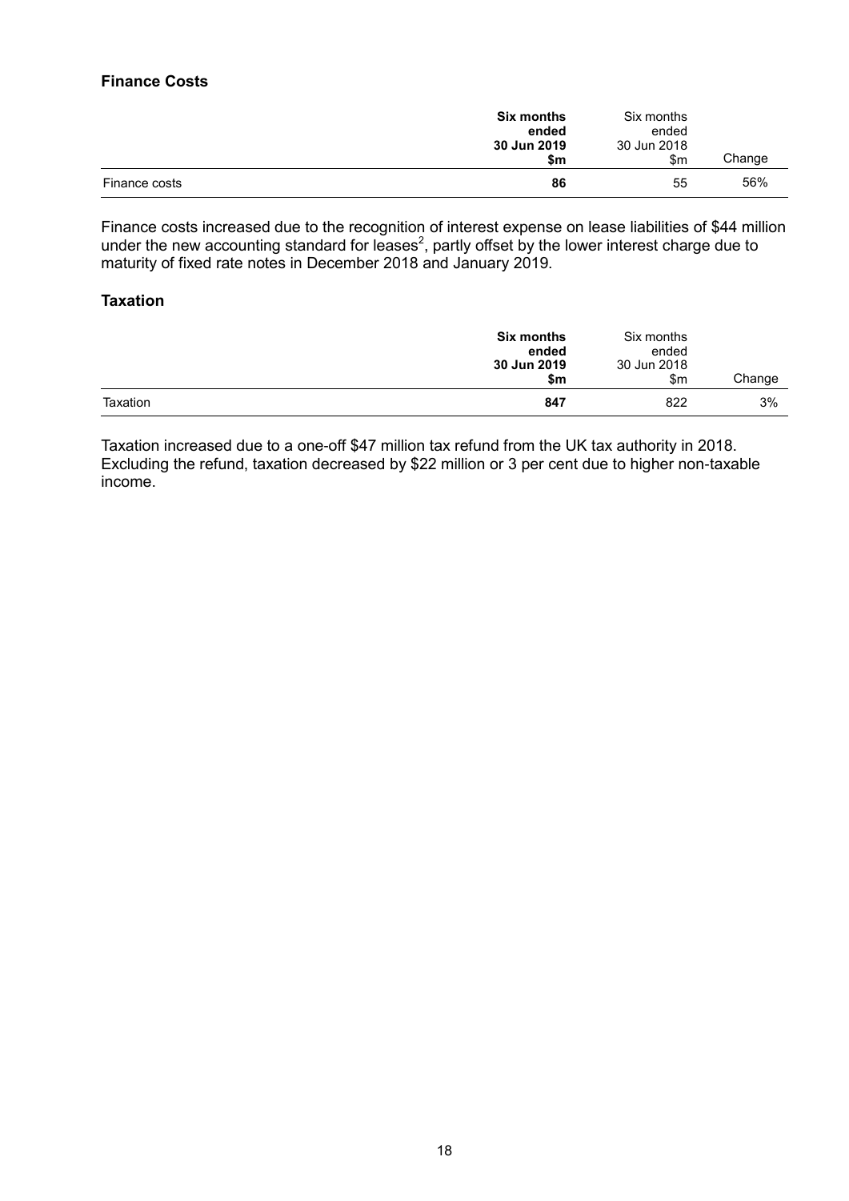### Finance Costs

| | **Six months ended 30 Jun 2019 $m** | Six months ended 30 Jun 2018 $m | Change |
|---|---|---|---|
| Finance costs | **86** | 55 | 56% |

Finance costs increased due to the recognition of interest expense on lease liabilities of $44 million under the new accounting standard for leases[2], partly offset by the lower interest charge due to maturity of fixed rate notes in December 2018 and January 2019.

### Taxation

| | **Six months ended 30 Jun 2019 $m** | Six months ended 30 Jun 2018 $m | Change |
|---|---|---|---|
| Taxation | **847** | 822 | 3% |

Taxation increased due to a one-off $47 million tax refund from the UK tax authority in 2018. Excluding the refund, taxation decreased by $22 million or 3 per cent due to higher non-taxable income.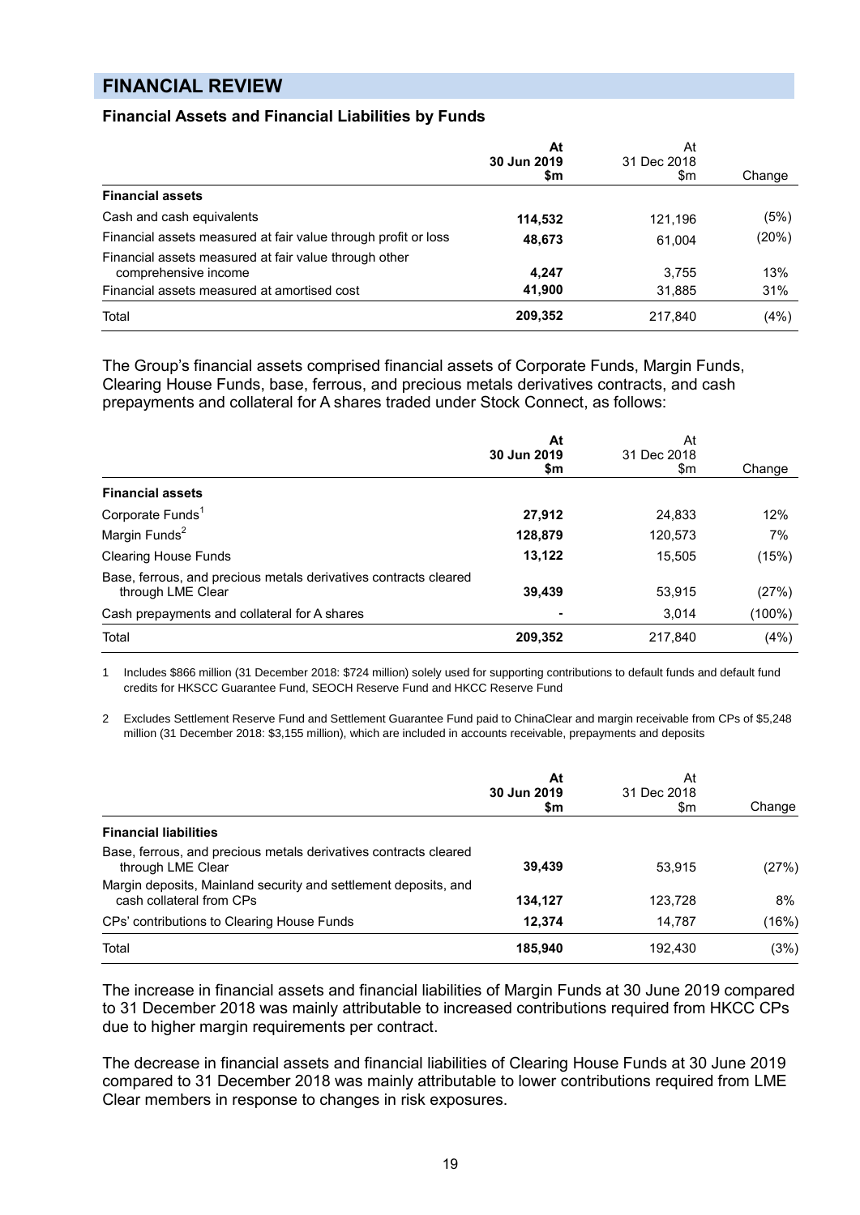## FINANCIAL REVIEW

### Financial Assets and Financial Liabilities by Funds

| | **At 30 Jun 2019 $m** | At 31 Dec 2018 $m | Change |
|---|---|---|---|
| **Financial assets** | | | |
| Cash and cash equivalents | **114,532** | 121,196 | (5%) |
| Financial assets measured at fair value through profit or loss | **48,673** | 61,004 | (20%) |
| Financial assets measured at fair value through other comprehensive income | **4,247** | 3,755 | 13% |
| Financial assets measured at amortised cost | **41,900** | 31,885 | 31% |
| Total | **209,352** | 217,840 | (4%) |

The Group's financial assets comprised financial assets of Corporate Funds, Margin Funds, Clearing House Funds, base, ferrous, and precious metals derivatives contracts, and cash prepayments and collateral for A shares traded under Stock Connect, as follows:

| | **At 30 Jun 2019 $m** | At 31 Dec 2018 $m | Change |
|---|---|---|---|
| **Financial assets** | | | |
| Corporate Funds[1] | **27,912** | 24,833 | 12% |
| Margin Funds[2] | **128,879** | 120,573 | 7% |
| Clearing House Funds | **13,122** | 15,505 | (15%) |
| Base, ferrous, and precious metals derivatives contracts cleared through LME Clear | **39,439** | 53,915 | (27%) |
| Cash prepayments and collateral for A shares | **-** | 3,014 | (100%) |
| Total | **209,352** | 217,840 | (4%) |

1 Includes $866 million (31 December 2018: $724 million) solely used for supporting contributions to default funds and default fund credits for HKSCC Guarantee Fund, SEOCH Reserve Fund and HKCC Reserve Fund

2 Excludes Settlement Reserve Fund and Settlement Guarantee Fund paid to ChinaClear and margin receivable from CPs of $5,248 million (31 December 2018: $3,155 million), which are included in accounts receivable, prepayments and deposits

| | **At 30 Jun 2019 $m** | At 31 Dec 2018 $m | Change |
|---|---|---|---|
| **Financial liabilities** | | | |
| Base, ferrous, and precious metals derivatives contracts cleared through LME Clear | **39,439** | 53,915 | (27%) |
| Margin deposits, Mainland security and settlement deposits, and cash collateral from CPs | **134,127** | 123,728 | 8% |
| CPs' contributions to Clearing House Funds | **12,374** | 14,787 | (16%) |
| Total | **185,940** | 192,430 | (3%) |

The increase in financial assets and financial liabilities of Margin Funds at 30 June 2019 compared to 31 December 2018 was mainly attributable to increased contributions required from HKCC CPs due to higher margin requirements per contract.

The decrease in financial assets and financial liabilities of Clearing House Funds at 30 June 2019 compared to 31 December 2018 was mainly attributable to lower contributions required from LME Clear members in response to changes in risk exposures.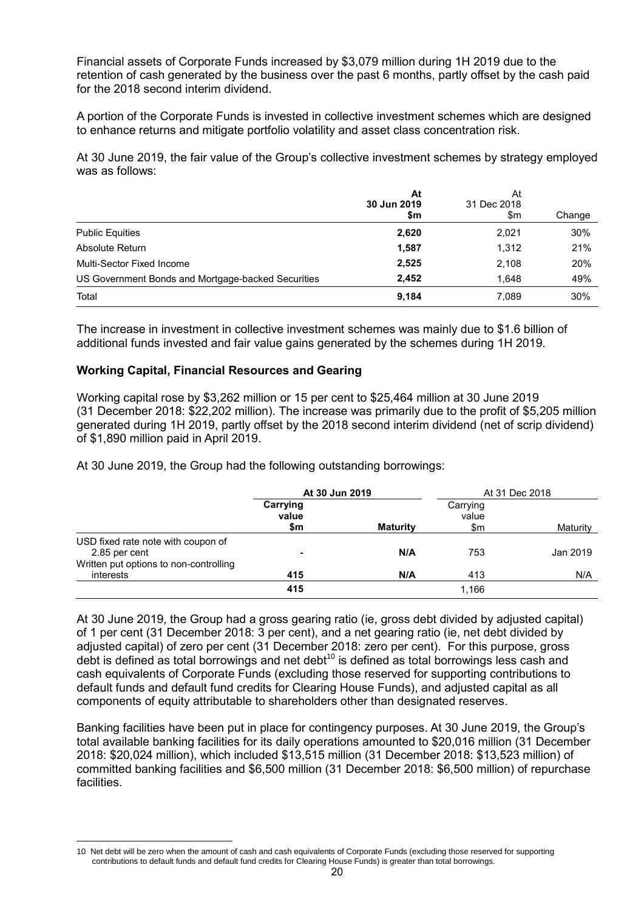Financial assets of Corporate Funds increased by $3,079 million during 1H 2019 due to the retention of cash generated by the business over the past 6 months, partly offset by the cash paid for the 2018 second interim dividend.

A portion of the Corporate Funds is invested in collective investment schemes which are designed to enhance returns and mitigate portfolio volatility and asset class concentration risk.

At 30 June 2019, the fair value of the Group's collective investment schemes by strategy employed was as follows:

| | **At 30 Jun 2019 $m** | At 31 Dec 2018 $m | Change |
|---|---|---|---|
| Public Equities | **2,620** | 2,021 | 30% |
| Absolute Return | **1,587** | 1,312 | 21% |
| Multi-Sector Fixed Income | **2,525** | 2,108 | 20% |
| US Government Bonds and Mortgage-backed Securities | **2,452** | 1,648 | 49% |
| Total | **9,184** | 7,089 | 30% |

The increase in investment in collective investment schemes was mainly due to $1.6 billion of additional funds invested and fair value gains generated by the schemes during 1H 2019.

**Working Capital, Financial Resources and Gearing**

Working capital rose by $3,262 million or 15 per cent to $25,464 million at 30 June 2019 (31 December 2018: $22,202 million). The increase was primarily due to the profit of $5,205 million generated during 1H 2019, partly offset by the 2018 second interim dividend (net of scrip dividend) of $1,890 million paid in April 2019.

At 30 June 2019, the Group had the following outstanding borrowings:

| | **At 30 Jun 2019** | | At 31 Dec 2018 | |
|---|---|---|---|---|
| | **Carrying value $m** | **Maturity** | Carrying value $m | Maturity |
| USD fixed rate note with coupon of 2.85 per cent | **-** | **N/A** | 753 | Jan 2019 |
| Written put options to non-controlling interests | **415** | **N/A** | 413 | N/A |
| | **415** | | 1,166 | |

At 30 June 2019, the Group had a gross gearing ratio (ie, gross debt divided by adjusted capital) of 1 per cent (31 December 2018: 3 per cent), and a net gearing ratio (ie, net debt divided by adjusted capital) of zero per cent (31 December 2018: zero per cent). For this purpose, gross debt is defined as total borrowings and net debt[10] is defined as total borrowings less cash and cash equivalents of Corporate Funds (excluding those reserved for supporting contributions to default funds and default fund credits for Clearing House Funds), and adjusted capital as all components of equity attributable to shareholders other than designated reserves.

Banking facilities have been put in place for contingency purposes. At 30 June 2019, the Group's total available banking facilities for its daily operations amounted to $20,016 million (31 December 2018: $20,024 million), which included $13,515 million (31 December 2018: $13,523 million) of committed banking facilities and $6,500 million (31 December 2018: $6,500 million) of repurchase facilities.

10 Net debt will be zero when the amount of cash and cash equivalents of Corporate Funds (excluding those reserved for supporting contributions to default funds and default fund credits for Clearing House Funds) is greater than total borrowings.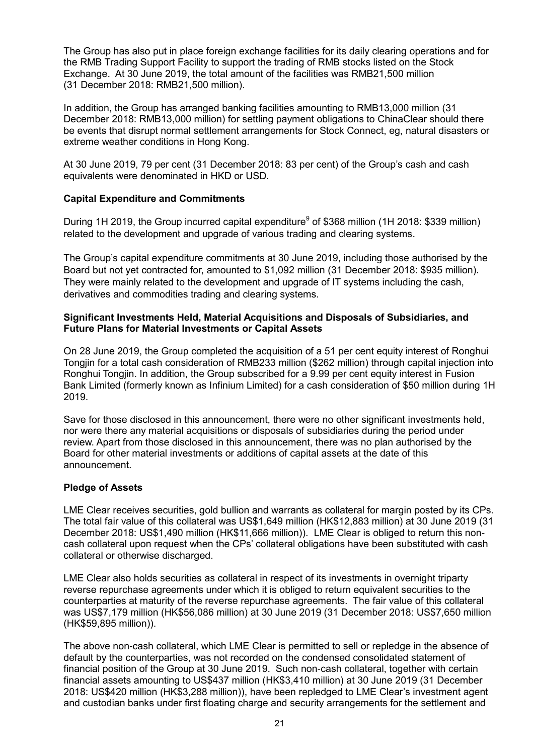The Group has also put in place foreign exchange facilities for its daily clearing operations and for the RMB Trading Support Facility to support the trading of RMB stocks listed on the Stock Exchange. At 30 June 2019, the total amount of the facilities was RMB21,500 million (31 December 2018: RMB21,500 million).

In addition, the Group has arranged banking facilities amounting to RMB13,000 million (31 December 2018: RMB13,000 million) for settling payment obligations to ChinaClear should there be events that disrupt normal settlement arrangements for Stock Connect, eg, natural disasters or extreme weather conditions in Hong Kong.

At 30 June 2019, 79 per cent (31 December 2018: 83 per cent) of the Group's cash and cash equivalents were denominated in HKD or USD.

**Capital Expenditure and Commitments**

During 1H 2019, the Group incurred capital expenditure[9] of $368 million (1H 2018: $339 million) related to the development and upgrade of various trading and clearing systems.

The Group's capital expenditure commitments at 30 June 2019, including those authorised by the Board but not yet contracted for, amounted to $1,092 million (31 December 2018: $935 million). They were mainly related to the development and upgrade of IT systems including the cash, derivatives and commodities trading and clearing systems.

**Significant Investments Held, Material Acquisitions and Disposals of Subsidiaries, and Future Plans for Material Investments or Capital Assets**

On 28 June 2019, the Group completed the acquisition of a 51 per cent equity interest of Ronghui Tongjin for a total cash consideration of RMB233 million ($262 million) through capital injection into Ronghui Tongjin. In addition, the Group subscribed for a 9.99 per cent equity interest in Fusion Bank Limited (formerly known as Infinium Limited) for a cash consideration of $50 million during 1H 2019.

Save for those disclosed in this announcement, there were no other significant investments held, nor were there any material acquisitions or disposals of subsidiaries during the period under review. Apart from those disclosed in this announcement, there was no plan authorised by the Board for other material investments or additions of capital assets at the date of this announcement.

**Pledge of Assets**

LME Clear receives securities, gold bullion and warrants as collateral for margin posted by its CPs. The total fair value of this collateral was US$1,649 million (HK$12,883 million) at 30 June 2019 (31 December 2018: US$1,490 million (HK$11,666 million)). LME Clear is obliged to return this non-cash collateral upon request when the CPs' collateral obligations have been substituted with cash collateral or otherwise discharged.

LME Clear also holds securities as collateral in respect of its investments in overnight triparty reverse repurchase agreements under which it is obliged to return equivalent securities to the counterparties at maturity of the reverse repurchase agreements. The fair value of this collateral was US$7,179 million (HK$56,086 million) at 30 June 2019 (31 December 2018: US$7,650 million (HK$59,895 million)).

The above non-cash collateral, which LME Clear is permitted to sell or repledge in the absence of default by the counterparties, was not recorded on the condensed consolidated statement of financial position of the Group at 30 June 2019. Such non-cash collateral, together with certain financial assets amounting to US$437 million (HK$3,410 million) at 30 June 2019 (31 December 2018: US$420 million (HK$3,288 million)), have been repledged to LME Clear's investment agent and custodian banks under first floating charge and security arrangements for the settlement and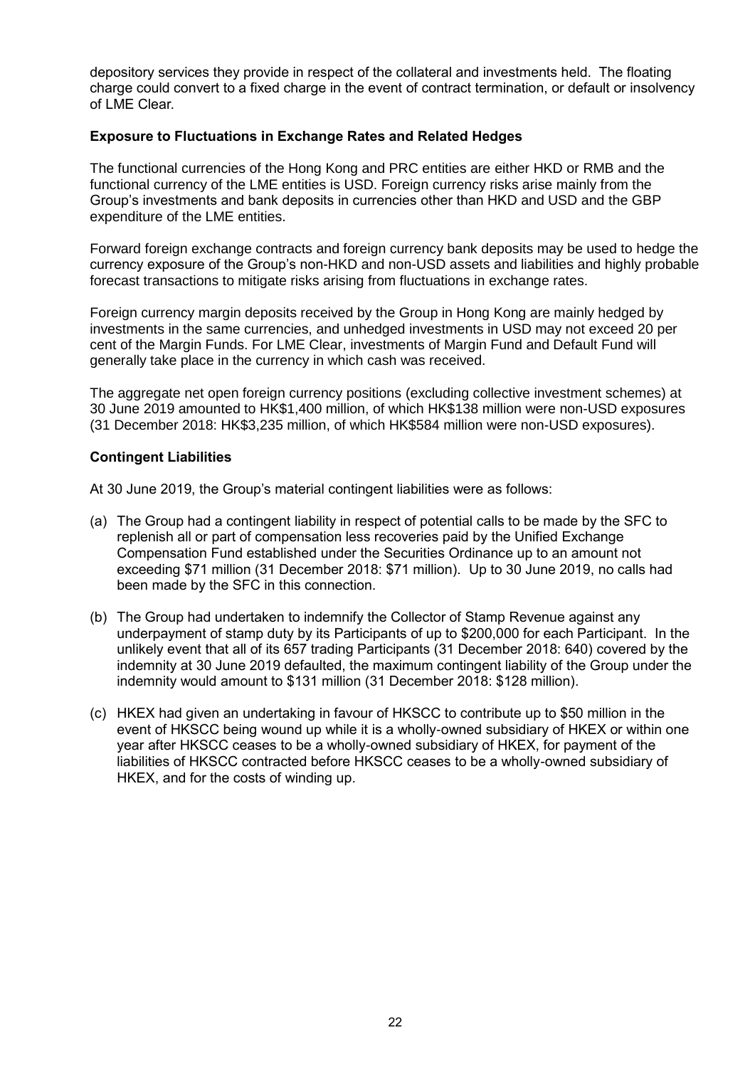depository services they provide in respect of the collateral and investments held. The floating charge could convert to a fixed charge in the event of contract termination, or default or insolvency of LME Clear.

**Exposure to Fluctuations in Exchange Rates and Related Hedges**

The functional currencies of the Hong Kong and PRC entities are either HKD or RMB and the functional currency of the LME entities is USD. Foreign currency risks arise mainly from the Group's investments and bank deposits in currencies other than HKD and USD and the GBP expenditure of the LME entities.

Forward foreign exchange contracts and foreign currency bank deposits may be used to hedge the currency exposure of the Group's non-HKD and non-USD assets and liabilities and highly probable forecast transactions to mitigate risks arising from fluctuations in exchange rates.

Foreign currency margin deposits received by the Group in Hong Kong are mainly hedged by investments in the same currencies, and unhedged investments in USD may not exceed 20 per cent of the Margin Funds. For LME Clear, investments of Margin Fund and Default Fund will generally take place in the currency in which cash was received.

The aggregate net open foreign currency positions (excluding collective investment schemes) at 30 June 2019 amounted to HK$1,400 million, of which HK$138 million were non-USD exposures (31 December 2018: HK$3,235 million, of which HK$584 million were non-USD exposures).

**Contingent Liabilities**

At 30 June 2019, the Group's material contingent liabilities were as follows:

(a) The Group had a contingent liability in respect of potential calls to be made by the SFC to replenish all or part of compensation less recoveries paid by the Unified Exchange Compensation Fund established under the Securities Ordinance up to an amount not exceeding $71 million (31 December 2018: $71 million). Up to 30 June 2019, no calls had been made by the SFC in this connection.

(b) The Group had undertaken to indemnify the Collector of Stamp Revenue against any underpayment of stamp duty by its Participants of up to $200,000 for each Participant. In the unlikely event that all of its 657 trading Participants (31 December 2018: 640) covered by the indemnity at 30 June 2019 defaulted, the maximum contingent liability of the Group under the indemnity would amount to $131 million (31 December 2018: $128 million).

(c) HKEX had given an undertaking in favour of HKSCC to contribute up to $50 million in the event of HKSCC being wound up while it is a wholly-owned subsidiary of HKEX or within one year after HKSCC ceases to be a wholly-owned subsidiary of HKEX, for payment of the liabilities of HKSCC contracted before HKSCC ceases to be a wholly-owned subsidiary of HKEX, and for the costs of winding up.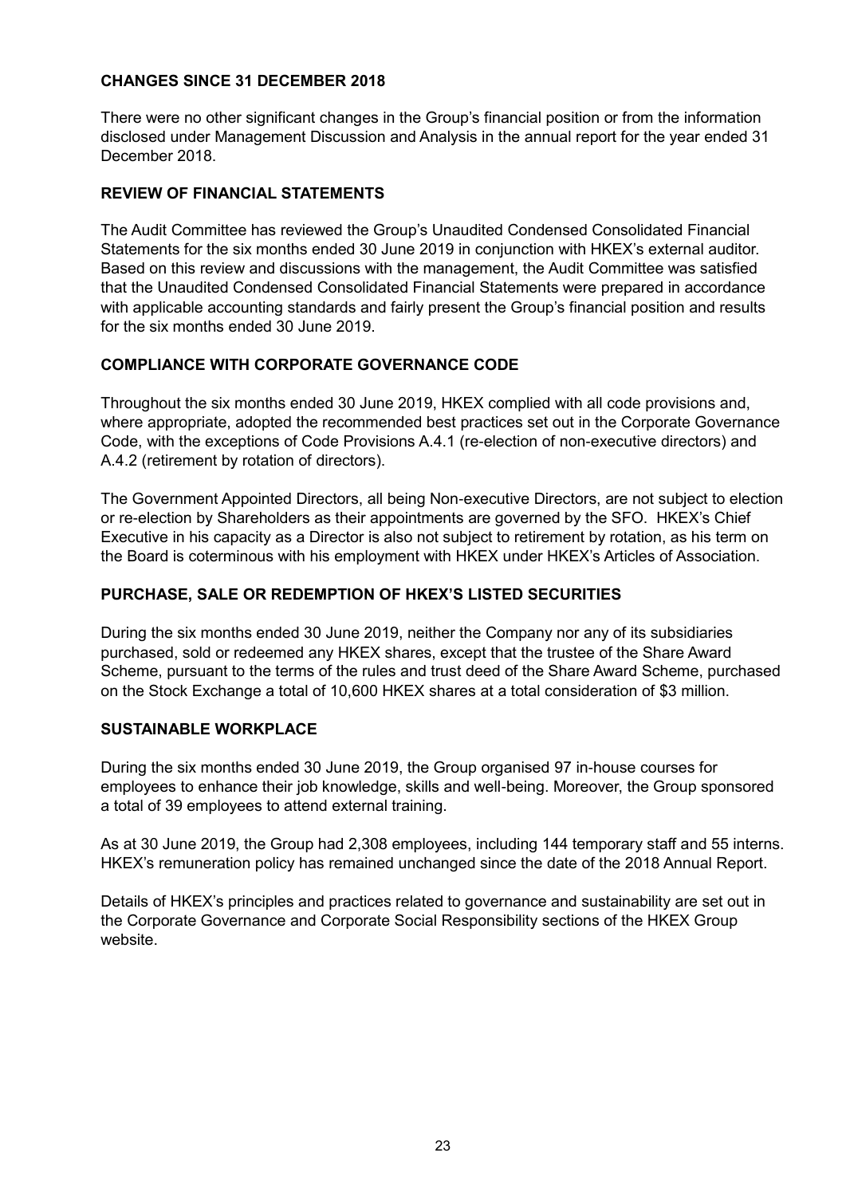## CHANGES SINCE 31 DECEMBER 2018

There were no other significant changes in the Group's financial position or from the information disclosed under Management Discussion and Analysis in the annual report for the year ended 31 December 2018.

## REVIEW OF FINANCIAL STATEMENTS

The Audit Committee has reviewed the Group's Unaudited Condensed Consolidated Financial Statements for the six months ended 30 June 2019 in conjunction with HKEX's external auditor. Based on this review and discussions with the management, the Audit Committee was satisfied that the Unaudited Condensed Consolidated Financial Statements were prepared in accordance with applicable accounting standards and fairly present the Group's financial position and results for the six months ended 30 June 2019.

## COMPLIANCE WITH CORPORATE GOVERNANCE CODE

Throughout the six months ended 30 June 2019, HKEX complied with all code provisions and, where appropriate, adopted the recommended best practices set out in the Corporate Governance Code, with the exceptions of Code Provisions A.4.1 (re-election of non-executive directors) and A.4.2 (retirement by rotation of directors).

The Government Appointed Directors, all being Non-executive Directors, are not subject to election or re-election by Shareholders as their appointments are governed by the SFO. HKEX's Chief Executive in his capacity as a Director is also not subject to retirement by rotation, as his term on the Board is coterminous with his employment with HKEX under HKEX's Articles of Association.

## PURCHASE, SALE OR REDEMPTION OF HKEX'S LISTED SECURITIES

During the six months ended 30 June 2019, neither the Company nor any of its subsidiaries purchased, sold or redeemed any HKEX shares, except that the trustee of the Share Award Scheme, pursuant to the terms of the rules and trust deed of the Share Award Scheme, purchased on the Stock Exchange a total of 10,600 HKEX shares at a total consideration of $3 million.

## SUSTAINABLE WORKPLACE

During the six months ended 30 June 2019, the Group organised 97 in-house courses for employees to enhance their job knowledge, skills and well-being. Moreover, the Group sponsored a total of 39 employees to attend external training.

As at 30 June 2019, the Group had 2,308 employees, including 144 temporary staff and 55 interns. HKEX's remuneration policy has remained unchanged since the date of the 2018 Annual Report.

Details of HKEX's principles and practices related to governance and sustainability are set out in the Corporate Governance and Corporate Social Responsibility sections of the HKEX Group website.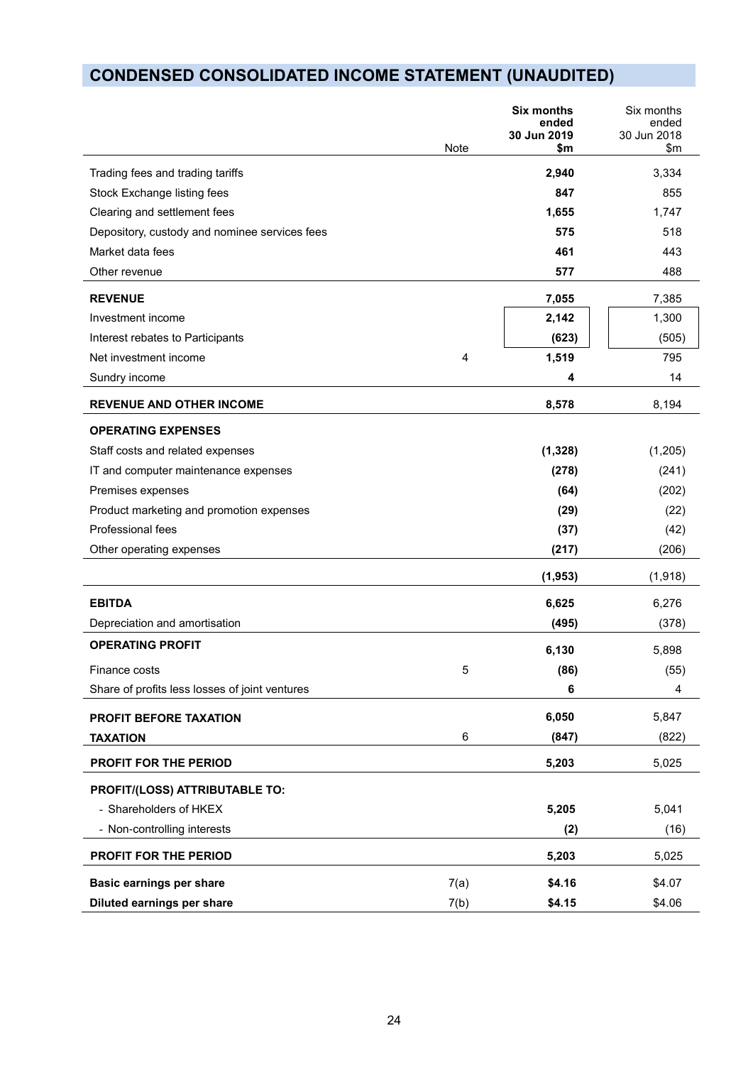## CONDENSED CONSOLIDATED INCOME STATEMENT (UNAUDITED)

| | Note | **Six months ended 30 Jun 2019 $m** | Six months ended 30 Jun 2018 $m |
|---|---|---|---|
| Trading fees and trading tariffs | | **2,940** | 3,334 |
| Stock Exchange listing fees | | **847** | 855 |
| Clearing and settlement fees | | **1,655** | 1,747 |
| Depository, custody and nominee services fees | | **575** | 518 |
| Market data fees | | **461** | 443 |
| Other revenue | | **577** | 488 |
| **REVENUE** | | **7,055** | 7,385 |
| Investment income | | **2,142** | 1,300 |
| Interest rebates to Participants | | **(623)** | (505) |
| Net investment income | 4 | **1,519** | 795 |
| Sundry income | | **4** | 14 |
| **REVENUE AND OTHER INCOME** | | **8,578** | 8,194 |
| **OPERATING EXPENSES** | | | |
| Staff costs and related expenses | | **(1,328)** | (1,205) |
| IT and computer maintenance expenses | | **(278)** | (241) |
| Premises expenses | | **(64)** | (202) |
| Product marketing and promotion expenses | | **(29)** | (22) |
| Professional fees | | **(37)** | (42) |
| Other operating expenses | | **(217)** | (206) |
| | | **(1,953)** | (1,918) |
| **EBITDA** | | **6,625** | 6,276 |
| Depreciation and amortisation | | **(495)** | (378) |
| **OPERATING PROFIT** | | **6,130** | 5,898 |
| Finance costs | 5 | **(86)** | (55) |
| Share of profits less losses of joint ventures | | **6** | 4 |
| **PROFIT BEFORE TAXATION** | | **6,050** | 5,847 |
| **TAXATION** | 6 | **(847)** | (822) |
| **PROFIT FOR THE PERIOD** | | **5,203** | 5,025 |
| **PROFIT/(LOSS) ATTRIBUTABLE TO:** | | | |
| - Shareholders of HKEX | | **5,205** | 5,041 |
| - Non-controlling interests | | **(2)** | (16) |
| **PROFIT FOR THE PERIOD** | | **5,203** | 5,025 |
| **Basic earnings per share** | 7(a) | **$4.16** | $4.07 |
| **Diluted earnings per share** | 7(b) | **$4.15** | $4.06 |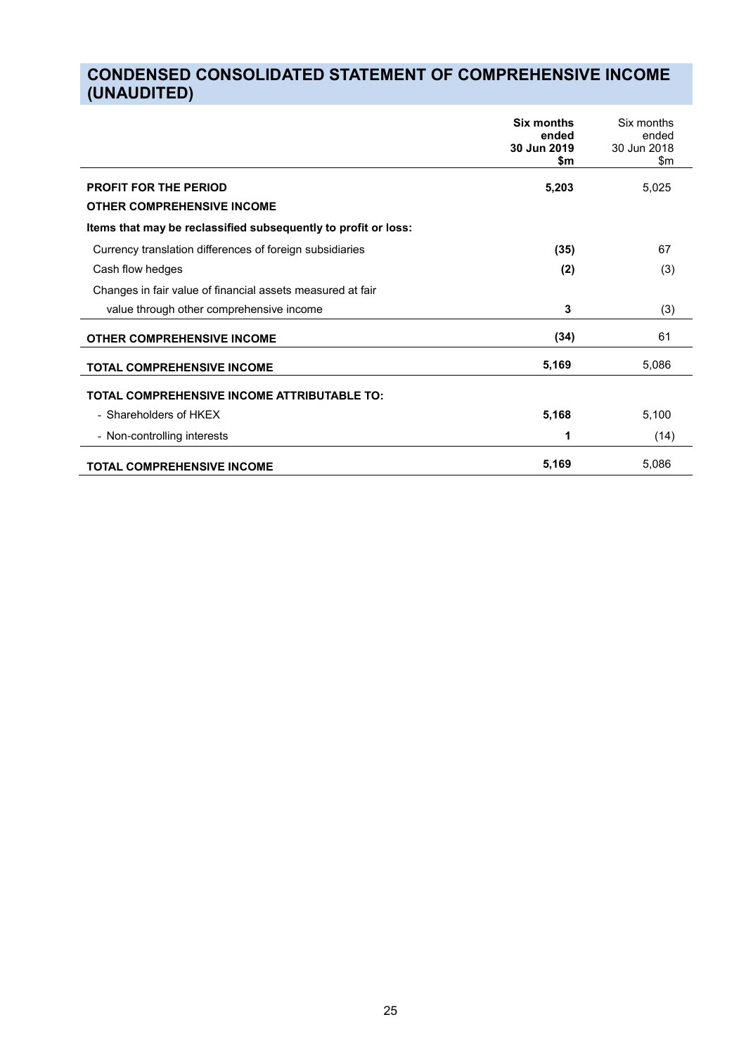# CONDENSED CONSOLIDATED STATEMENT OF COMPREHENSIVE INCOME (UNAUDITED)

| | **Six months ended 30 Jun 2019 $m** | Six months ended 30 Jun 2018 $m |
|---|---|---|
| **PROFIT FOR THE PERIOD** | **5,203** | 5,025 |
| **OTHER COMPREHENSIVE INCOME** | | |
| **Items that may be reclassified subsequently to profit or loss:** | | |
| Currency translation differences of foreign subsidiaries | **(35)** | 67 |
| Cash flow hedges | **(2)** | (3) |
| Changes in fair value of financial assets measured at fair value through other comprehensive income | **3** | (3) |
| **OTHER COMPREHENSIVE INCOME** | **(34)** | 61 |
| **TOTAL COMPREHENSIVE INCOME** | **5,169** | 5,086 |
| **TOTAL COMPREHENSIVE INCOME ATTRIBUTABLE TO:** | | |
| - Shareholders of HKEX | **5,168** | 5,100 |
| - Non-controlling interests | **1** | (14) |
| **TOTAL COMPREHENSIVE INCOME** | **5,169** | 5,086 |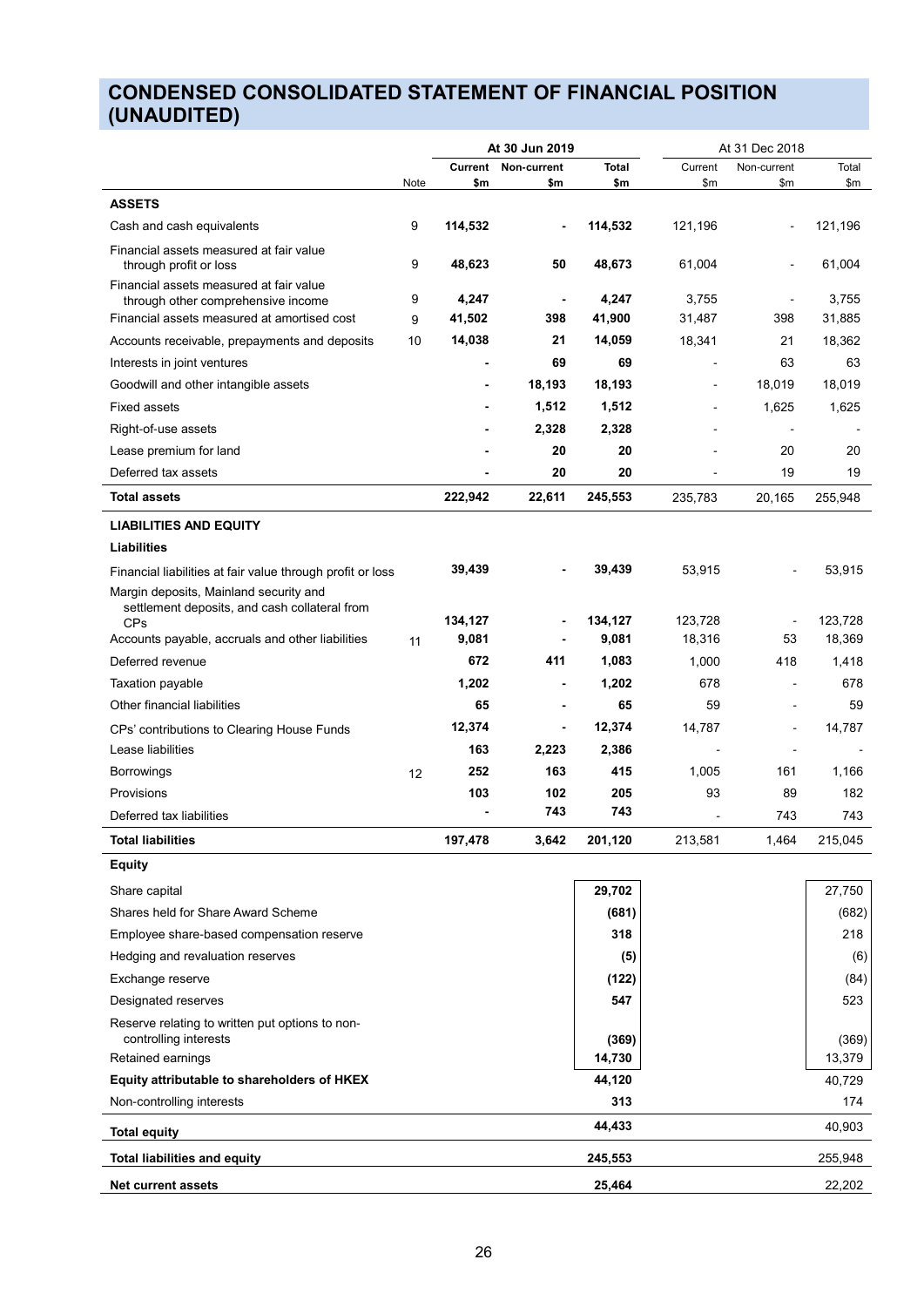# CONDENSED CONSOLIDATED STATEMENT OF FINANCIAL POSITION (UNAUDITED)

| | | At 30 Jun 2019 | | | At 31 Dec 2018 | | |
|---|---|---|---|---|---|---|---|
| | Note | Current $m | Non-current $m | Total $m | Current $m | Non-current $m | Total $m |
| **ASSETS** | | | | | | | |
| Cash and cash equivalents | 9 | **114,532** | **-** | **114,532** | 121,196 | - | 121,196 |
| Financial assets measured at fair value through profit or loss | 9 | **48,623** | **50** | **48,673** | 61,004 | - | 61,004 |
| Financial assets measured at fair value through other comprehensive income | 9 | **4,247** | **-** | **4,247** | 3,755 | - | 3,755 |
| Financial assets measured at amortised cost | 9 | **41,502** | **398** | **41,900** | 31,487 | 398 | 31,885 |
| Accounts receivable, prepayments and deposits | 10 | **14,038** | **21** | **14,059** | 18,341 | 21 | 18,362 |
| Interests in joint ventures | | **-** | **69** | **69** | - | 63 | 63 |
| Goodwill and other intangible assets | | **-** | **18,193** | **18,193** | - | 18,019 | 18,019 |
| Fixed assets | | **-** | **1,512** | **1,512** | - | 1,625 | 1,625 |
| Right-of-use assets | | **-** | **2,328** | **2,328** | - | - | - |
| Lease premium for land | | **-** | **20** | **20** | - | 20 | 20 |
| Deferred tax assets | | **-** | **20** | **20** | - | 19 | 19 |
| **Total assets** | | **222,942** | **22,611** | **245,553** | 235,783 | 20,165 | 255,948 |
| **LIABILITIES AND EQUITY** | | | | | | | |
| **Liabilities** | | | | | | | |
| Financial liabilities at fair value through profit or loss | | **39,439** | **-** | **39,439** | 53,915 | - | 53,915 |
| Margin deposits, Mainland security and settlement deposits, and cash collateral from CPs | | **134,127** | **-** | **134,127** | 123,728 | - | 123,728 |
| Accounts payable, accruals and other liabilities | 11 | **9,081** | **-** | **9,081** | 18,316 | 53 | 18,369 |
| Deferred revenue | | **672** | **411** | **1,083** | 1,000 | 418 | 1,418 |
| Taxation payable | | **1,202** | **-** | **1,202** | 678 | - | 678 |
| Other financial liabilities | | **65** | **-** | **65** | 59 | - | 59 |
| CPs' contributions to Clearing House Funds | | **12,374** | **-** | **12,374** | 14,787 | - | 14,787 |
| Lease liabilities | | **163** | **2,223** | **2,386** | - | - | - |
| Borrowings | 12 | **252** | **163** | **415** | 1,005 | 161 | 1,166 |
| Provisions | | **103** | **102** | **205** | 93 | 89 | 182 |
| Deferred tax liabilities | | **-** | **743** | **743** | - | 743 | 743 |
| **Total liabilities** | | **197,478** | **3,642** | **201,120** | 213,581 | 1,464 | 215,045 |
| **Equity** | | | | | | | |
| Share capital | | | | **29,702** | | | 27,750 |
| Shares held for Share Award Scheme | | | | **(681)** | | | (682) |
| Employee share-based compensation reserve | | | | **318** | | | 218 |
| Hedging and revaluation reserves | | | | **(5)** | | | (6) |
| Exchange reserve | | | | **(122)** | | | (84) |
| Designated reserves | | | | **547** | | | 523 |
| Reserve relating to written put options to non-controlling interests | | | | **(369)** | | | (369) |
| Retained earnings | | | | **14,730** | | | 13,379 |
| **Equity attributable to shareholders of HKEX** | | | | **44,120** | | | 40,729 |
| Non-controlling interests | | | | **313** | | | 174 |
| **Total equity** | | | | **44,433** | | | 40,903 |
| **Total liabilities and equity** | | | | **245,553** | | | 255,948 |
| **Net current assets** | | | | **25,464** | | | 22,202 |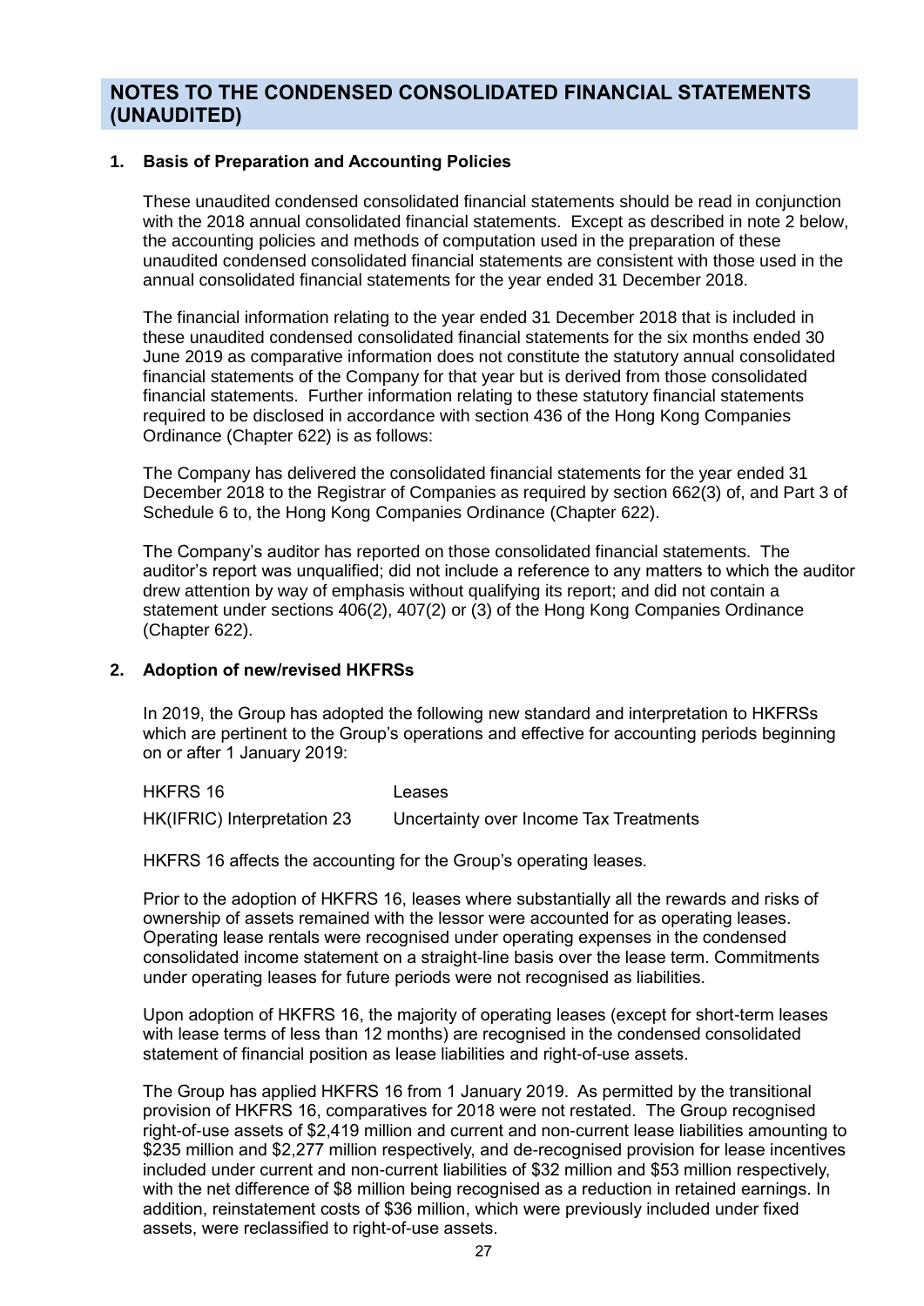# NOTES TO THE CONDENSED CONSOLIDATED FINANCIAL STATEMENTS (UNAUDITED)

## 1. Basis of Preparation and Accounting Policies

These unaudited condensed consolidated financial statements should be read in conjunction with the 2018 annual consolidated financial statements. Except as described in note 2 below, the accounting policies and methods of computation used in the preparation of these unaudited condensed consolidated financial statements are consistent with those used in the annual consolidated financial statements for the year ended 31 December 2018.

The financial information relating to the year ended 31 December 2018 that is included in these unaudited condensed consolidated financial statements for the six months ended 30 June 2019 as comparative information does not constitute the statutory annual consolidated financial statements of the Company for that year but is derived from those consolidated financial statements. Further information relating to these statutory financial statements required to be disclosed in accordance with section 436 of the Hong Kong Companies Ordinance (Chapter 622) is as follows:

The Company has delivered the consolidated financial statements for the year ended 31 December 2018 to the Registrar of Companies as required by section 662(3) of, and Part 3 of Schedule 6 to, the Hong Kong Companies Ordinance (Chapter 622).

The Company's auditor has reported on those consolidated financial statements. The auditor's report was unqualified; did not include a reference to any matters to which the auditor drew attention by way of emphasis without qualifying its report; and did not contain a statement under sections 406(2), 407(2) or (3) of the Hong Kong Companies Ordinance (Chapter 622).

## 2. Adoption of new/revised HKFRSs

In 2019, the Group has adopted the following new standard and interpretation to HKFRSs which are pertinent to the Group's operations and effective for accounting periods beginning on or after 1 January 2019:

| | |
|---|---|
| HKFRS 16 | Leases |
| HK(IFRIC) Interpretation 23 | Uncertainty over Income Tax Treatments |

HKFRS 16 affects the accounting for the Group's operating leases.

Prior to the adoption of HKFRS 16, leases where substantially all the rewards and risks of ownership of assets remained with the lessor were accounted for as operating leases. Operating lease rentals were recognised under operating expenses in the condensed consolidated income statement on a straight-line basis over the lease term. Commitments under operating leases for future periods were not recognised as liabilities.

Upon adoption of HKFRS 16, the majority of operating leases (except for short-term leases with lease terms of less than 12 months) are recognised in the condensed consolidated statement of financial position as lease liabilities and right-of-use assets.

The Group has applied HKFRS 16 from 1 January 2019. As permitted by the transitional provision of HKFRS 16, comparatives for 2018 were not restated. The Group recognised right-of-use assets of $2,419 million and current and non-current lease liabilities amounting to $235 million and $2,277 million respectively, and de-recognised provision for lease incentives included under current and non-current liabilities of $32 million and $53 million respectively, with the net difference of $8 million being recognised as a reduction in retained earnings. In addition, reinstatement costs of $36 million, which were previously included under fixed assets, were reclassified to right-of-use assets.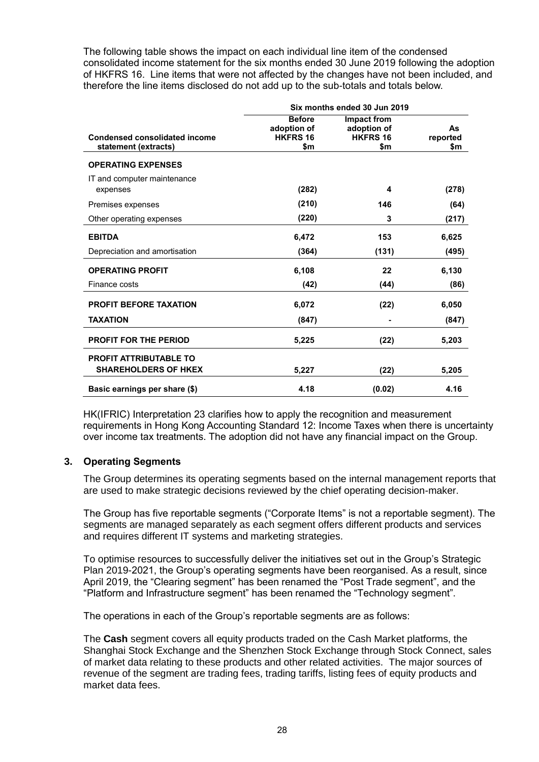The following table shows the impact on each individual line item of the condensed consolidated income statement for the six months ended 30 June 2019 following the adoption of HKFRS 16. Line items that were not affected by the changes have not been included, and therefore the line items disclosed do not add up to the sub-totals and totals below.

| Condensed consolidated income statement (extracts) | Six months ended 30 Jun 2019 | | |
|---|---|---|---|
| | **Before adoption of HKFRS 16 $m** | **Impact from adoption of HKFRS 16 $m** | **As reported $m** |
| **OPERATING EXPENSES** | | | |
| IT and computer maintenance expenses | **(282)** | **4** | **(278)** |
| Premises expenses | **(210)** | **146** | **(64)** |
| Other operating expenses | **(220)** | **3** | **(217)** |
| **EBITDA** | **6,472** | **153** | **6,625** |
| Depreciation and amortisation | **(364)** | **(131)** | **(495)** |
| **OPERATING PROFIT** | **6,108** | **22** | **6,130** |
| Finance costs | **(42)** | **(44)** | **(86)** |
| **PROFIT BEFORE TAXATION** | **6,072** | **(22)** | **6,050** |
| **TAXATION** | **(847)** | **-** | **(847)** |
| **PROFIT FOR THE PERIOD** | **5,225** | **(22)** | **5,203** |
| **PROFIT ATTRIBUTABLE TO SHAREHOLDERS OF HKEX** | **5,227** | **(22)** | **5,205** |
| **Basic earnings per share ($)** | **4.18** | **(0.02)** | **4.16** |

HK(IFRIC) Interpretation 23 clarifies how to apply the recognition and measurement requirements in Hong Kong Accounting Standard 12: Income Taxes when there is uncertainty over income tax treatments. The adoption did not have any financial impact on the Group.

## 3. Operating Segments

The Group determines its operating segments based on the internal management reports that are used to make strategic decisions reviewed by the chief operating decision-maker.

The Group has five reportable segments ("Corporate Items" is not a reportable segment). The segments are managed separately as each segment offers different products and services and requires different IT systems and marketing strategies.

To optimise resources to successfully deliver the initiatives set out in the Group's Strategic Plan 2019-2021, the Group's operating segments have been reorganised. As a result, since April 2019, the "Clearing segment" has been renamed the "Post Trade segment", and the "Platform and Infrastructure segment" has been renamed the "Technology segment".

The operations in each of the Group's reportable segments are as follows:

The **Cash** segment covers all equity products traded on the Cash Market platforms, the Shanghai Stock Exchange and the Shenzhen Stock Exchange through Stock Connect, sales of market data relating to these products and other related activities. The major sources of revenue of the segment are trading fees, trading tariffs, listing fees of equity products and market data fees.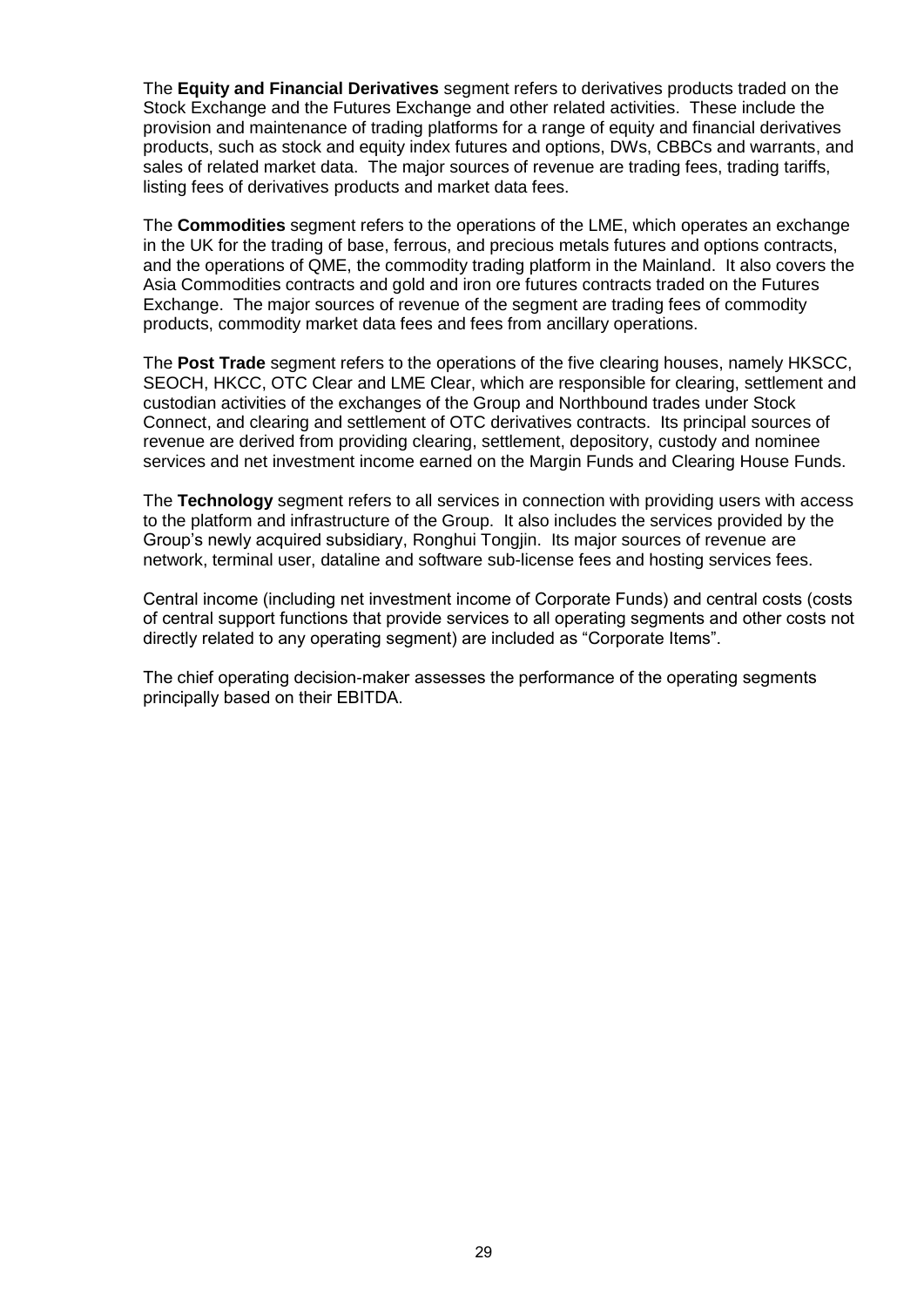The **Equity and Financial Derivatives** segment refers to derivatives products traded on the Stock Exchange and the Futures Exchange and other related activities. These include the provision and maintenance of trading platforms for a range of equity and financial derivatives products, such as stock and equity index futures and options, DWs, CBBCs and warrants, and sales of related market data. The major sources of revenue are trading fees, trading tariffs, listing fees of derivatives products and market data fees.

The **Commodities** segment refers to the operations of the LME, which operates an exchange in the UK for the trading of base, ferrous, and precious metals futures and options contracts, and the operations of QME, the commodity trading platform in the Mainland. It also covers the Asia Commodities contracts and gold and iron ore futures contracts traded on the Futures Exchange. The major sources of revenue of the segment are trading fees of commodity products, commodity market data fees and fees from ancillary operations.

The **Post Trade** segment refers to the operations of the five clearing houses, namely HKSCC, SEOCH, HKCC, OTC Clear and LME Clear, which are responsible for clearing, settlement and custodian activities of the exchanges of the Group and Northbound trades under Stock Connect, and clearing and settlement of OTC derivatives contracts. Its principal sources of revenue are derived from providing clearing, settlement, depository, custody and nominee services and net investment income earned on the Margin Funds and Clearing House Funds.

The **Technology** segment refers to all services in connection with providing users with access to the platform and infrastructure of the Group. It also includes the services provided by the Group's newly acquired subsidiary, Ronghui Tongjin. Its major sources of revenue are network, terminal user, dataline and software sub-license fees and hosting services fees.

Central income (including net investment income of Corporate Funds) and central costs (costs of central support functions that provide services to all operating segments and other costs not directly related to any operating segment) are included as "Corporate Items".

The chief operating decision-maker assesses the performance of the operating segments principally based on their EBITDA.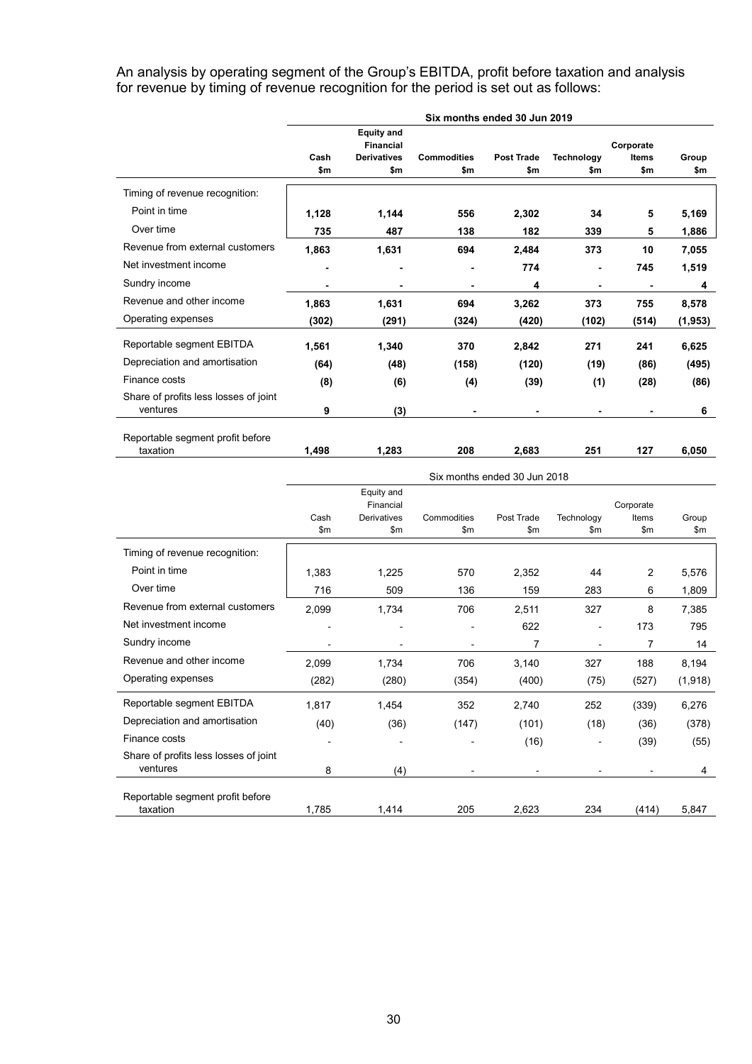An analysis by operating segment of the Group's EBITDA, profit before taxation and analysis for revenue by timing of revenue recognition for the period is set out as follows:

| | Six months ended 30 Jun 2019 | | | | | | |
|---|---|---|---|---|---|---|---|
| | **Cash** **$m** | **Equity and Financial Derivatives** **$m** | **Commodities** **$m** | **Post Trade** **$m** | **Technology** **$m** | **Corporate Items** **$m** | **Group** **$m** |
| Timing of revenue recognition: | | | | | | | |
| Point in time | **1,128** | **1,144** | **556** | **2,302** | **34** | **5** | **5,169** |
| Over time | **735** | **487** | **138** | **182** | **339** | **5** | **1,886** |
| Revenue from external customers | **1,863** | **1,631** | **694** | **2,484** | **373** | **10** | **7,055** |
| Net investment income | **-** | **-** | **-** | **774** | **-** | **745** | **1,519** |
| Sundry income | **-** | **-** | **-** | **4** | **-** | **-** | **4** |
| Revenue and other income | **1,863** | **1,631** | **694** | **3,262** | **373** | **755** | **8,578** |
| Operating expenses | **(302)** | **(291)** | **(324)** | **(420)** | **(102)** | **(514)** | **(1,953)** |
| Reportable segment EBITDA | **1,561** | **1,340** | **370** | **2,842** | **271** | **241** | **6,625** |
| Depreciation and amortisation | **(64)** | **(48)** | **(158)** | **(120)** | **(19)** | **(86)** | **(495)** |
| Finance costs | **(8)** | **(6)** | **(4)** | **(39)** | **(1)** | **(28)** | **(86)** |
| Share of profits less losses of joint ventures | **9** | **(3)** | **-** | **-** | **-** | **-** | **6** |
| Reportable segment profit before taxation | **1,498** | **1,283** | **208** | **2,683** | **251** | **127** | **6,050** |

| | Six months ended 30 Jun 2018 | | | | | | |
|---|---|---|---|---|---|---|---|
| | Cash $m | Equity and Financial Derivatives $m | Commodities $m | Post Trade $m | Technology $m | Corporate Items $m | Group $m |
| Timing of revenue recognition: | | | | | | | |
| Point in time | 1,383 | 1,225 | 570 | 2,352 | 44 | 2 | 5,576 |
| Over time | 716 | 509 | 136 | 159 | 283 | 6 | 1,809 |
| Revenue from external customers | 2,099 | 1,734 | 706 | 2,511 | 327 | 8 | 7,385 |
| Net investment income | - | - | - | 622 | - | 173 | 795 |
| Sundry income | - | - | - | 7 | - | 7 | 14 |
| Revenue and other income | 2,099 | 1,734 | 706 | 3,140 | 327 | 188 | 8,194 |
| Operating expenses | (282) | (280) | (354) | (400) | (75) | (527) | (1,918) |
| Reportable segment EBITDA | 1,817 | 1,454 | 352 | 2,740 | 252 | (339) | 6,276 |
| Depreciation and amortisation | (40) | (36) | (147) | (101) | (18) | (36) | (378) |
| Finance costs | - | - | - | (16) | - | (39) | (55) |
| Share of profits less losses of joint ventures | 8 | (4) | - | - | - | - | 4 |
| Reportable segment profit before taxation | 1,785 | 1,414 | 205 | 2,623 | 234 | (414) | 5,847 |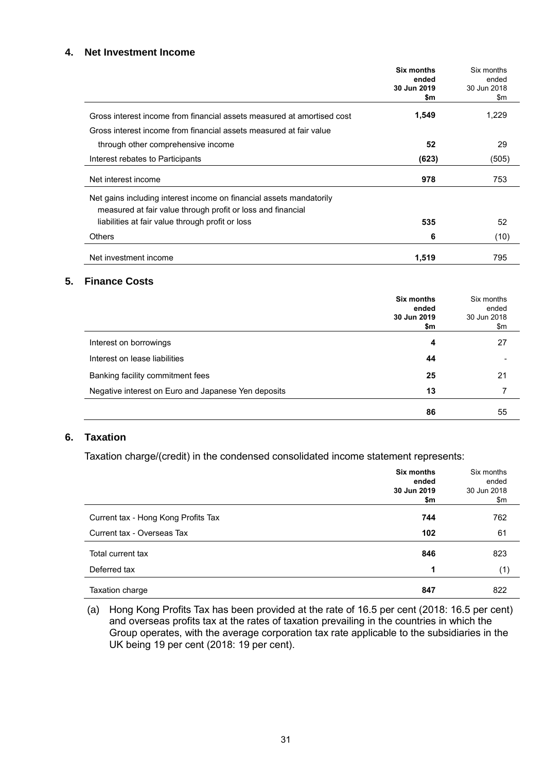## 4. Net Investment Income

| | **Six months ended 30 Jun 2019 $m** | Six months ended 30 Jun 2018 $m |
|---|---|---|
| Gross interest income from financial assets measured at amortised cost | **1,549** | 1,229 |
| Gross interest income from financial assets measured at fair value through other comprehensive income | **52** | 29 |
| Interest rebates to Participants | **(623)** | (505) |
| Net interest income | **978** | 753 |
| Net gains including interest income on financial assets mandatorily measured at fair value through profit or loss and financial liabilities at fair value through profit or loss | **535** | 52 |
| Others | **6** | (10) |
| Net investment income | **1,519** | 795 |

## 5. Finance Costs

| | **Six months ended 30 Jun 2019 $m** | Six months ended 30 Jun 2018 $m |
|---|---|---|
| Interest on borrowings | **4** | 27 |
| Interest on lease liabilities | **44** | - |
| Banking facility commitment fees | **25** | 21 |
| Negative interest on Euro and Japanese Yen deposits | **13** | 7 |
| | **86** | 55 |

## 6. Taxation

Taxation charge/(credit) in the condensed consolidated income statement represents:

| | **Six months ended 30 Jun 2019 $m** | Six months ended 30 Jun 2018 $m |
|---|---|---|
| Current tax - Hong Kong Profits Tax | **744** | 762 |
| Current tax - Overseas Tax | **102** | 61 |
| Total current tax | **846** | 823 |
| Deferred tax | **1** | (1) |
| Taxation charge | **847** | 822 |

(a) Hong Kong Profits Tax has been provided at the rate of 16.5 per cent (2018: 16.5 per cent) and overseas profits tax at the rates of taxation prevailing in the countries in which the Group operates, with the average corporation tax rate applicable to the subsidiaries in the UK being 19 per cent (2018: 19 per cent).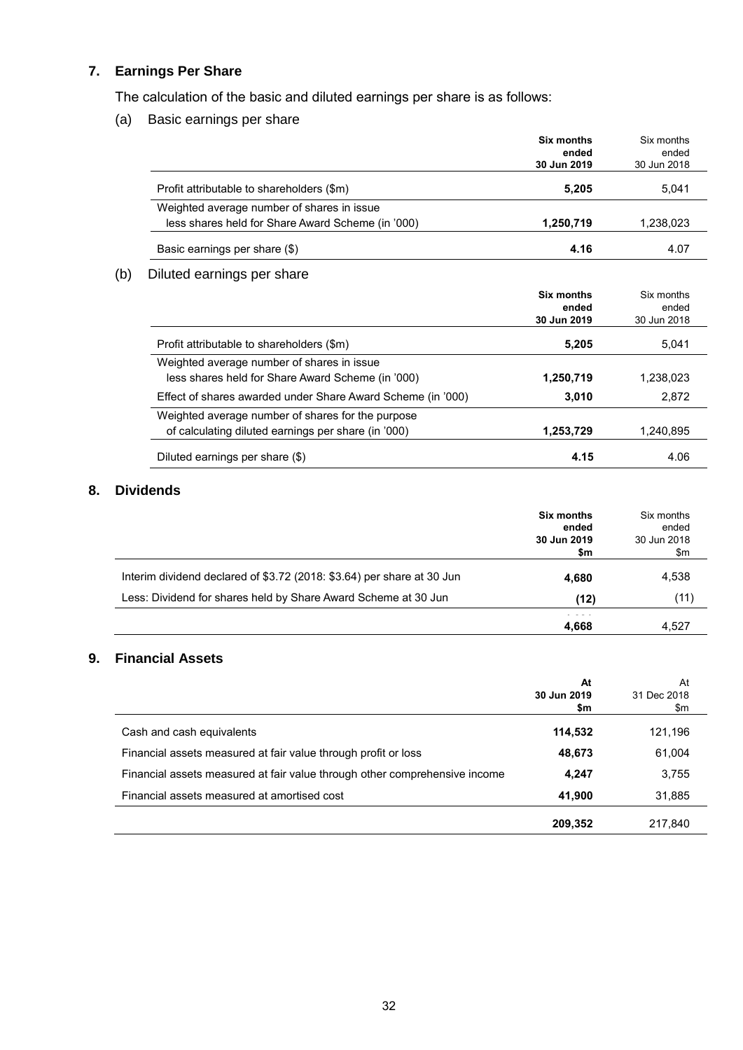## 7. Earnings Per Share

The calculation of the basic and diluted earnings per share is as follows:

(a) Basic earnings per share

| | **Six months ended 30 Jun 2019** | Six months ended 30 Jun 2018 |
|---|---|---|
| Profit attributable to shareholders ($m) | **5,205** | 5,041 |
| Weighted average number of shares in issue less shares held for Share Award Scheme (in '000) | **1,250,719** | 1,238,023 |
| Basic earnings per share ($) | **4.16** | 4.07 |

(b) Diluted earnings per share

| | **Six months ended 30 Jun 2019** | Six months ended 30 Jun 2018 |
|---|---|---|
| Profit attributable to shareholders ($m) | **5,205** | 5,041 |
| Weighted average number of shares in issue less shares held for Share Award Scheme (in '000) | **1,250,719** | 1,238,023 |
| Effect of shares awarded under Share Award Scheme (in '000) | **3,010** | 2,872 |
| Weighted average number of shares for the purpose of calculating diluted earnings per share (in '000) | **1,253,729** | 1,240,895 |
| Diluted earnings per share ($) | **4.15** | 4.06 |

## 8. Dividends

| | **Six months ended 30 Jun 2019 $m** | Six months ended 30 Jun 2018 $m |
|---|---|---|
| Interim dividend declared of $3.72 (2018: $3.64) per share at 30 Jun | **4,680** | 4,538 |
| Less: Dividend for shares held by Share Award Scheme at 30 Jun | **(12)** | (11) |
| | **4,668** | 4,527 |

## 9. Financial Assets

| | **At 30 Jun 2019 $m** | At 31 Dec 2018 $m |
|---|---|---|
| Cash and cash equivalents | **114,532** | 121,196 |
| Financial assets measured at fair value through profit or loss | **48,673** | 61,004 |
| Financial assets measured at fair value through other comprehensive income | **4,247** | 3,755 |
| Financial assets measured at amortised cost | **41,900** | 31,885 |
| | **209,352** | 217,840 |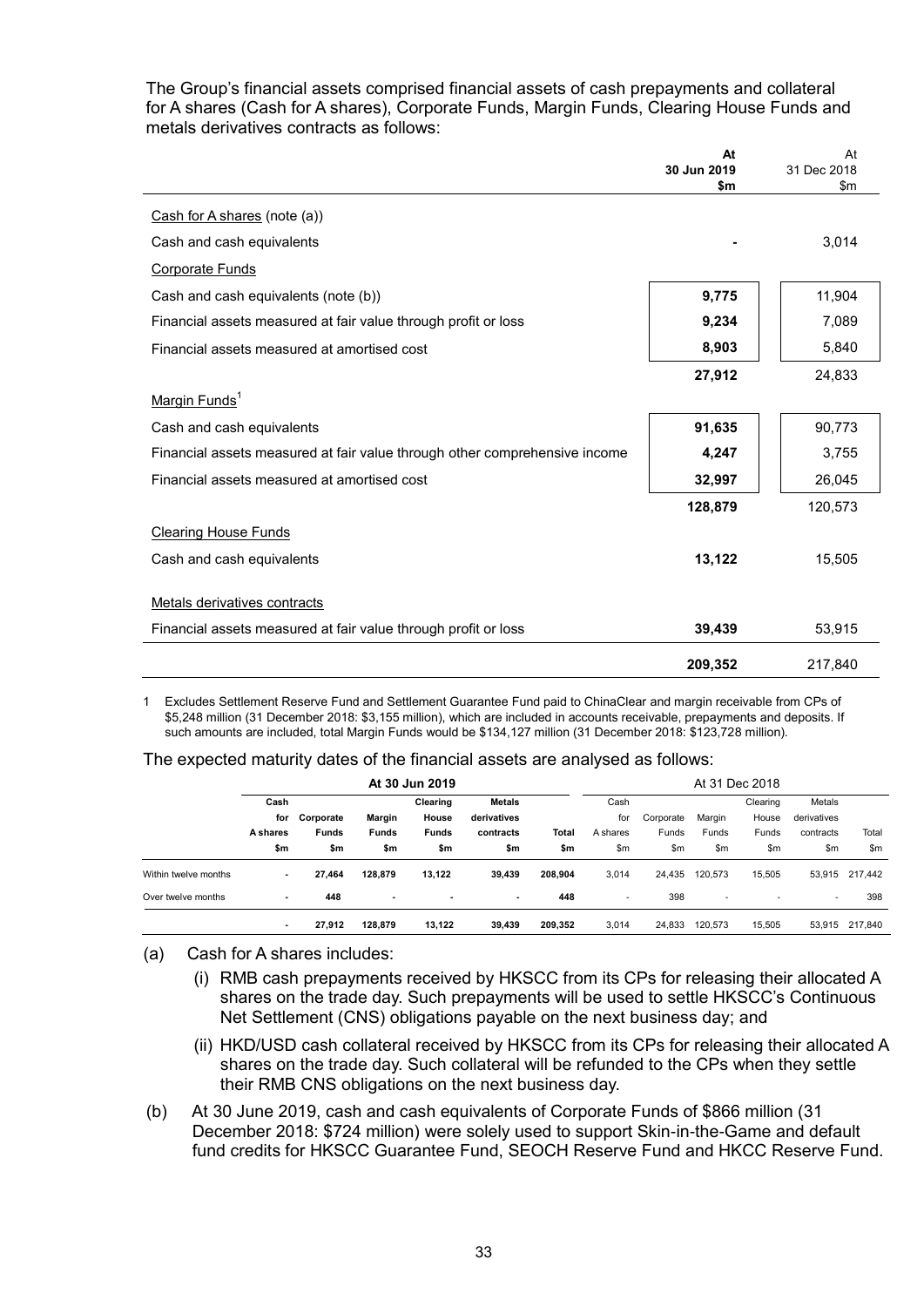The Group's financial assets comprised financial assets of cash prepayments and collateral for A shares (Cash for A shares), Corporate Funds, Margin Funds, Clearing House Funds and metals derivatives contracts as follows:

| | **At 30 Jun 2019 $m** | At 31 Dec 2018 $m |
|---|---|---|
| Cash for A shares (note (a)) | | |
| Cash and cash equivalents | **-** | 3,014 |
| Corporate Funds | | |
| Cash and cash equivalents (note (b)) | **9,775** | 11,904 |
| Financial assets measured at fair value through profit or loss | **9,234** | 7,089 |
| Financial assets measured at amortised cost | **8,903** | 5,840 |
| | **27,912** | 24,833 |
| Margin Funds[1] | | |
| Cash and cash equivalents | **91,635** | 90,773 |
| Financial assets measured at fair value through other comprehensive income | **4,247** | 3,755 |
| Financial assets measured at amortised cost | **32,997** | 26,045 |
| | **128,879** | 120,573 |
| Clearing House Funds | | |
| Cash and cash equivalents | **13,122** | 15,505 |
| Metals derivatives contracts | | |
| Financial assets measured at fair value through profit or loss | **39,439** | 53,915 |
| | **209,352** | 217,840 |

1 Excludes Settlement Reserve Fund and Settlement Guarantee Fund paid to ChinaClear and margin receivable from CPs of $5,248 million (31 December 2018: $3,155 million), which are included in accounts receivable, prepayments and deposits. If such amounts are included, total Margin Funds would be $134,127 million (31 December 2018: $123,728 million).

The expected maturity dates of the financial assets are analysed as follows:

| | **At 30 Jun 2019** | | | | | | At 31 Dec 2018 | | | | | |
|---|---|---|---|---|---|---|---|---|---|---|---|---|
| | **Cash for A shares $m** | **Corporate Funds $m** | **Margin Funds $m** | **Clearing House Funds $m** | **Metals derivatives contracts $m** | **Total $m** | Cash for A shares $m | Corporate Funds $m | Margin Funds $m | Clearing House Funds $m | Metals derivatives contracts $m | Total $m |
| Within twelve months | **-** | **27,464** | **128,879** | **13,122** | **39,439** | **208,904** | 3,014 | 24,435 | 120,573 | 15,505 | 53,915 | 217,442 |
| Over twelve months | **-** | **448** | **-** | **-** | **-** | **448** | - | 398 | - | - | - | 398 |
| | **-** | **27,912** | **128,879** | **13,122** | **39,439** | **209,352** | 3,014 | 24,833 | 120,573 | 15,505 | 53,915 | 217,840 |

(a) Cash for A shares includes:

  (i) RMB cash prepayments received by HKSCC from its CPs for releasing their allocated A shares on the trade day. Such prepayments will be used to settle HKSCC's Continuous Net Settlement (CNS) obligations payable on the next business day; and

  (ii) HKD/USD cash collateral received by HKSCC from its CPs for releasing their allocated A shares on the trade day. Such collateral will be refunded to the CPs when they settle their RMB CNS obligations on the next business day.

(b) At 30 June 2019, cash and cash equivalents of Corporate Funds of $866 million (31 December 2018: $724 million) were solely used to support Skin-in-the-Game and default fund credits for HKSCC Guarantee Fund, SEOCH Reserve Fund and HKCC Reserve Fund.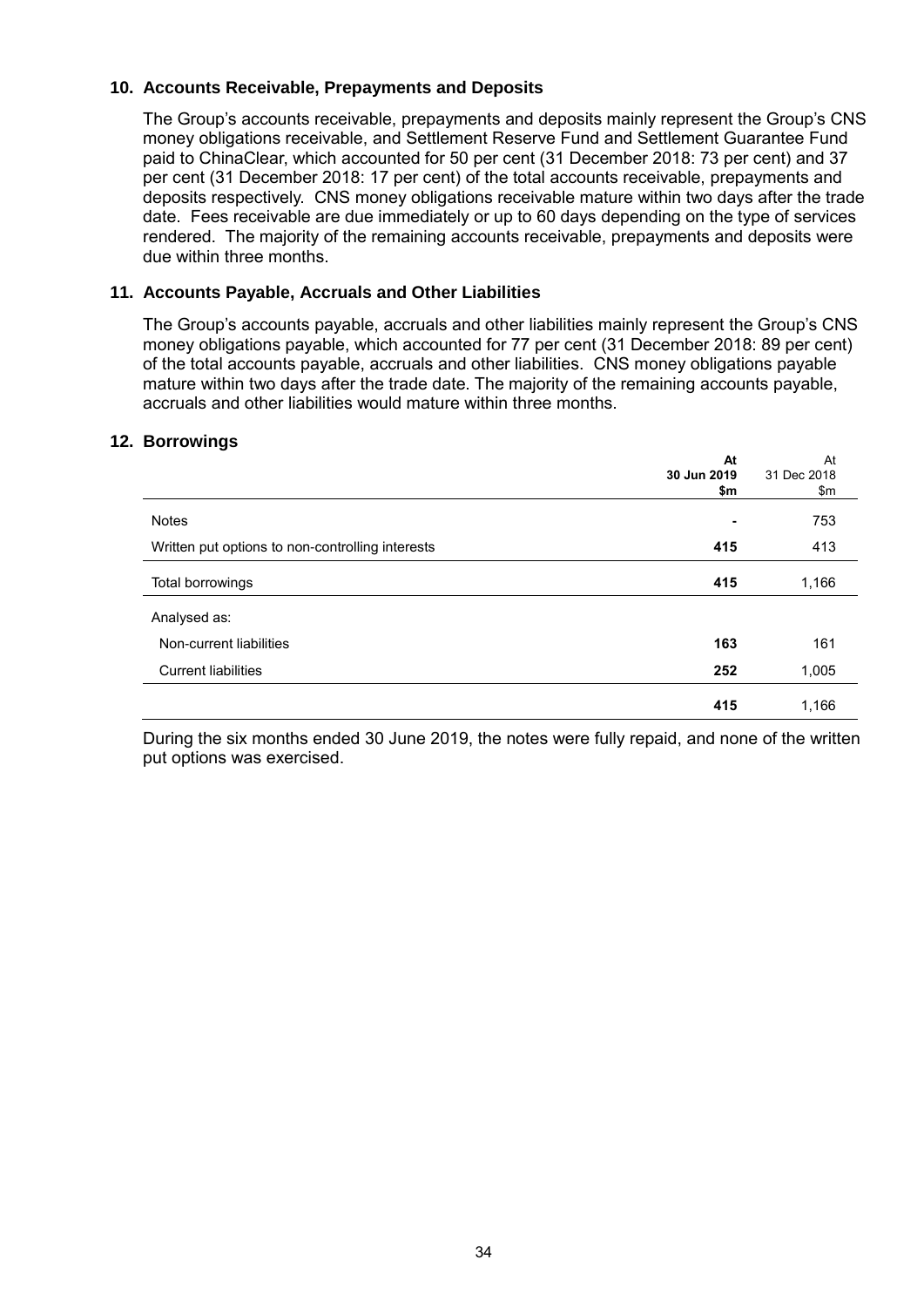## 10. Accounts Receivable, Prepayments and Deposits

The Group's accounts receivable, prepayments and deposits mainly represent the Group's CNS money obligations receivable, and Settlement Reserve Fund and Settlement Guarantee Fund paid to ChinaClear, which accounted for 50 per cent (31 December 2018: 73 per cent) and 37 per cent (31 December 2018: 17 per cent) of the total accounts receivable, prepayments and deposits respectively. CNS money obligations receivable mature within two days after the trade date. Fees receivable are due immediately or up to 60 days depending on the type of services rendered. The majority of the remaining accounts receivable, prepayments and deposits were due within three months.

## 11. Accounts Payable, Accruals and Other Liabilities

The Group's accounts payable, accruals and other liabilities mainly represent the Group's CNS money obligations payable, which accounted for 77 per cent (31 December 2018: 89 per cent) of the total accounts payable, accruals and other liabilities. CNS money obligations payable mature within two days after the trade date. The majority of the remaining accounts payable, accruals and other liabilities would mature within three months.

## 12. Borrowings

| | **At 30 Jun 2019 $m** | At 31 Dec 2018 $m |
|---|---|---|
| Notes | **-** | 753 |
| Written put options to non-controlling interests | **415** | 413 |
| Total borrowings | **415** | 1,166 |
| Analysed as: | | |
| Non-current liabilities | **163** | 161 |
| Current liabilities | **252** | 1,005 |
| | **415** | 1,166 |

During the six months ended 30 June 2019, the notes were fully repaid, and none of the written put options was exercised.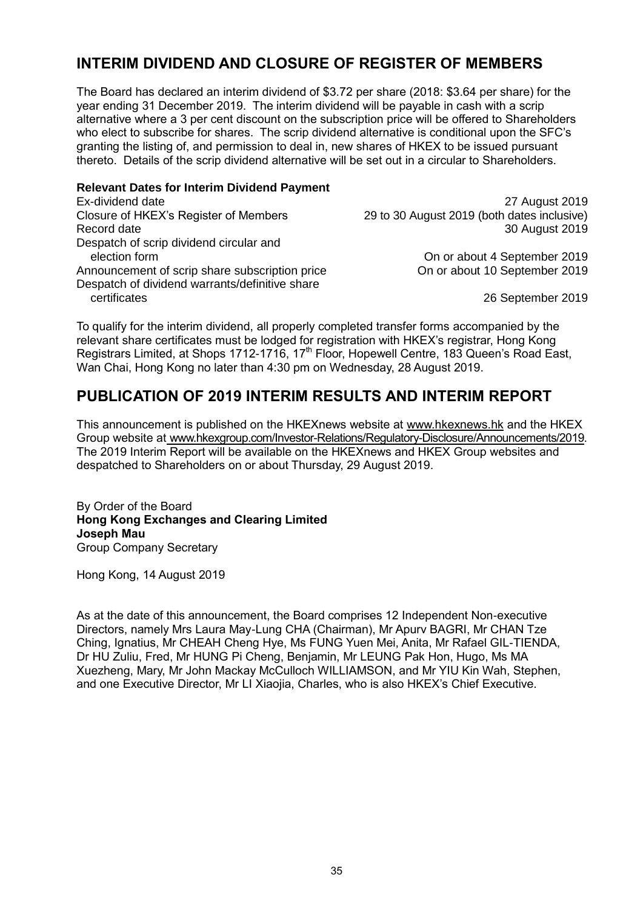## INTERIM DIVIDEND AND CLOSURE OF REGISTER OF MEMBERS

The Board has declared an interim dividend of $3.72 per share (2018: $3.64 per share) for the year ending 31 December 2019. The interim dividend will be payable in cash with a scrip alternative where a 3 per cent discount on the subscription price will be offered to Shareholders who elect to subscribe for shares. The scrip dividend alternative is conditional upon the SFC's granting the listing of, and permission to deal in, new shares of HKEX to be issued pursuant thereto. Details of the scrip dividend alternative will be set out in a circular to Shareholders.

**Relevant Dates for Interim Dividend Payment**

| | |
|---|---|
| Ex-dividend date | 27 August 2019 |
| Closure of HKEX's Register of Members | 29 to 30 August 2019 (both dates inclusive) |
| Record date | 30 August 2019 |
| Despatch of scrip dividend circular and election form | On or about 4 September 2019 |
| Announcement of scrip share subscription price | On or about 10 September 2019 |
| Despatch of dividend warrants/definitive share certificates | 26 September 2019 |

To qualify for the interim dividend, all properly completed transfer forms accompanied by the relevant share certificates must be lodged for registration with HKEX's registrar, Hong Kong Registrars Limited, at Shops 1712-1716, 17th Floor, Hopewell Centre, 183 Queen's Road East, Wan Chai, Hong Kong no later than 4:30 pm on Wednesday, 28 August 2019.

## PUBLICATION OF 2019 INTERIM RESULTS AND INTERIM REPORT

This announcement is published on the HKEXnews website at www.hkexnews.hk and the HKEX Group website at www.hkexgroup.com/Investor-Relations/Regulatory-Disclosure/Announcements/2019. The 2019 Interim Report will be available on the HKEXnews and HKEX Group websites and despatched to Shareholders on or about Thursday, 29 August 2019.

By Order of the Board
**Hong Kong Exchanges and Clearing Limited**
**Joseph Mau**
Group Company Secretary

Hong Kong, 14 August 2019

As at the date of this announcement, the Board comprises 12 Independent Non-executive Directors, namely Mrs Laura May-Lung CHA (Chairman), Mr Apurv BAGRI, Mr CHAN Tze Ching, Ignatius, Mr CHEAH Cheng Hye, Ms FUNG Yuen Mei, Anita, Mr Rafael GIL-TIENDA, Dr HU Zuliu, Fred, Mr HUNG Pi Cheng, Benjamin, Mr LEUNG Pak Hon, Hugo, Ms MA Xuezheng, Mary, Mr John Mackay McCulloch WILLIAMSON, and Mr YIU Kin Wah, Stephen, and one Executive Director, Mr LI Xiaojia, Charles, who is also HKEX's Chief Executive.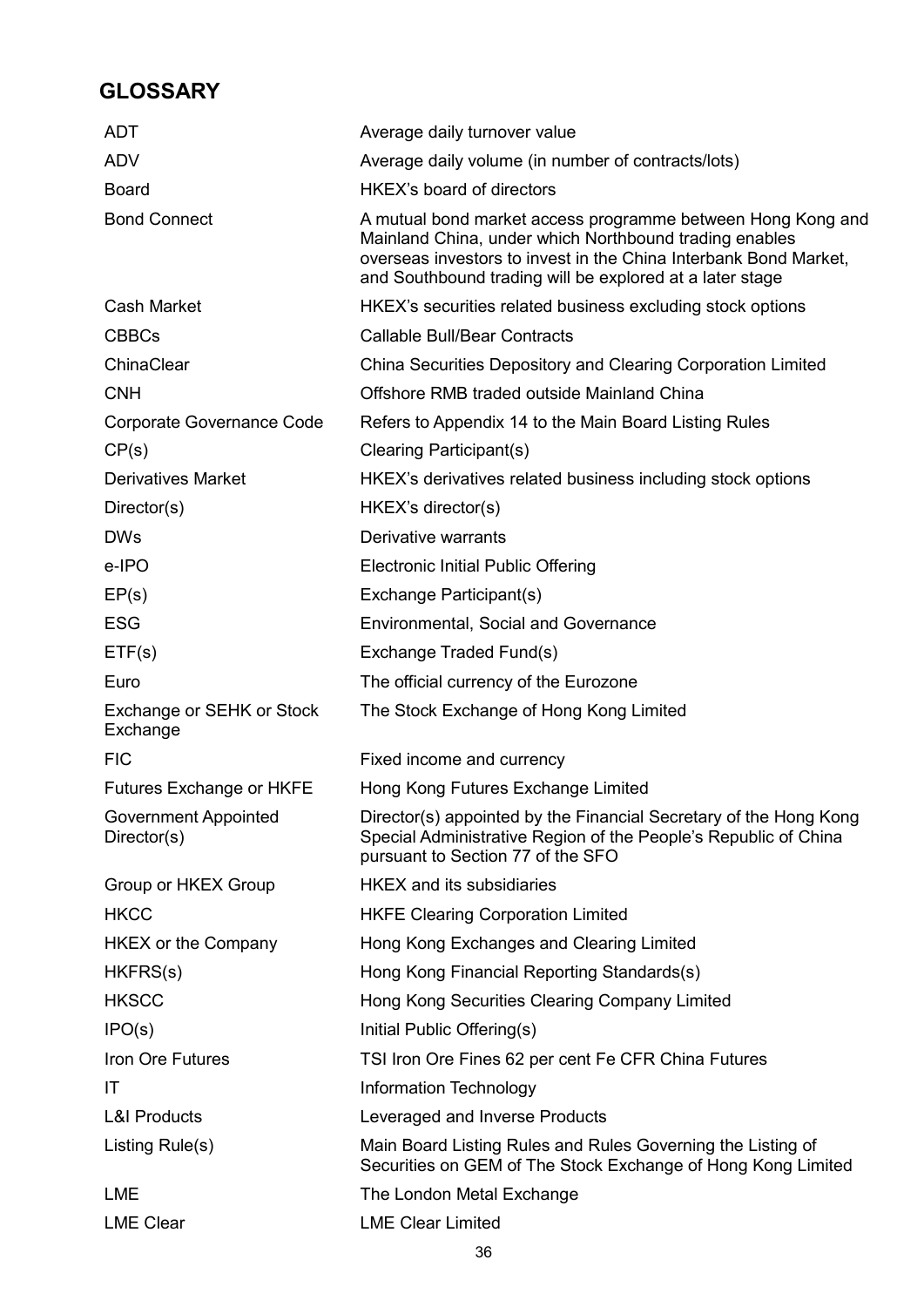## GLOSSARY

| | |
|---|---|
| ADT | Average daily turnover value |
| ADV | Average daily volume (in number of contracts/lots) |
| Board | HKEX's board of directors |
| Bond Connect | A mutual bond market access programme between Hong Kong and Mainland China, under which Northbound trading enables overseas investors to invest in the China Interbank Bond Market, and Southbound trading will be explored at a later stage |
| Cash Market | HKEX's securities related business excluding stock options |
| CBBCs | Callable Bull/Bear Contracts |
| ChinaClear | China Securities Depository and Clearing Corporation Limited |
| CNH | Offshore RMB traded outside Mainland China |
| Corporate Governance Code | Refers to Appendix 14 to the Main Board Listing Rules |
| CP(s) | Clearing Participant(s) |
| Derivatives Market | HKEX's derivatives related business including stock options |
| Director(s) | HKEX's director(s) |
| DWs | Derivative warrants |
| e-IPO | Electronic Initial Public Offering |
| EP(s) | Exchange Participant(s) |
| ESG | Environmental, Social and Governance |
| ETF(s) | Exchange Traded Fund(s) |
| Euro | The official currency of the Eurozone |
| Exchange or SEHK or Stock Exchange | The Stock Exchange of Hong Kong Limited |
| FIC | Fixed income and currency |
| Futures Exchange or HKFE | Hong Kong Futures Exchange Limited |
| Government Appointed Director(s) | Director(s) appointed by the Financial Secretary of the Hong Kong Special Administrative Region of the People's Republic of China pursuant to Section 77 of the SFO |
| Group or HKEX Group | HKEX and its subsidiaries |
| HKCC | HKFE Clearing Corporation Limited |
| HKEX or the Company | Hong Kong Exchanges and Clearing Limited |
| HKFRS(s) | Hong Kong Financial Reporting Standards(s) |
| HKSCC | Hong Kong Securities Clearing Company Limited |
| IPO(s) | Initial Public Offering(s) |
| Iron Ore Futures | TSI Iron Ore Fines 62 per cent Fe CFR China Futures |
| IT | Information Technology |
| L&I Products | Leveraged and Inverse Products |
| Listing Rule(s) | Main Board Listing Rules and Rules Governing the Listing of Securities on GEM of The Stock Exchange of Hong Kong Limited |
| LME | The London Metal Exchange |
| LME Clear | LME Clear Limited |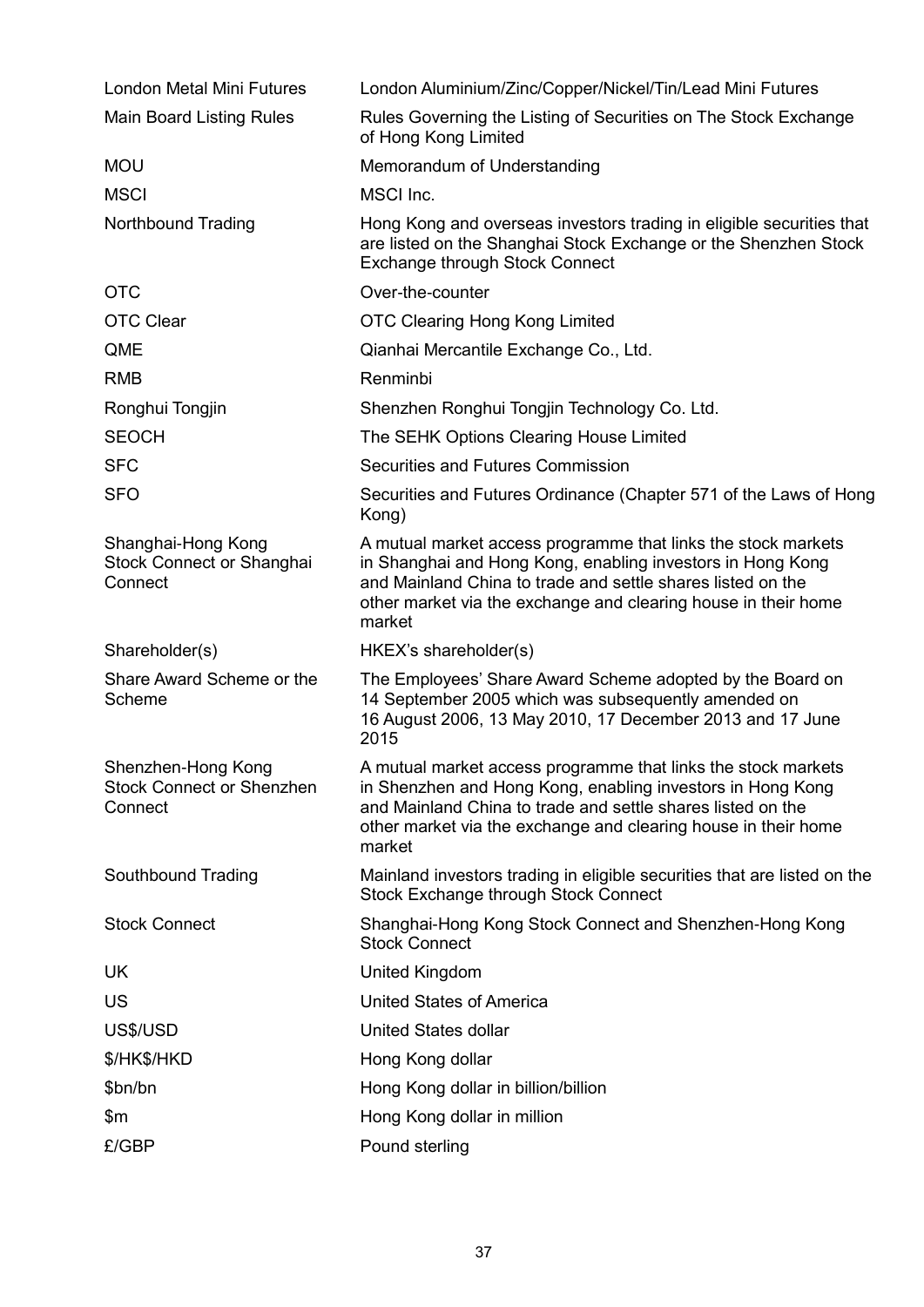| | |
|---|---|
| London Metal Mini Futures | London Aluminium/Zinc/Copper/Nickel/Tin/Lead Mini Futures |
| Main Board Listing Rules | Rules Governing the Listing of Securities on The Stock Exchange of Hong Kong Limited |
| MOU | Memorandum of Understanding |
| MSCI | MSCI Inc. |
| Northbound Trading | Hong Kong and overseas investors trading in eligible securities that are listed on the Shanghai Stock Exchange or the Shenzhen Stock Exchange through Stock Connect |
| OTC | Over-the-counter |
| OTC Clear | OTC Clearing Hong Kong Limited |
| QME | Qianhai Mercantile Exchange Co., Ltd. |
| RMB | Renminbi |
| Ronghui Tongjin | Shenzhen Ronghui Tongjin Technology Co. Ltd. |
| SEOCH | The SEHK Options Clearing House Limited |
| SFC | Securities and Futures Commission |
| SFO | Securities and Futures Ordinance (Chapter 571 of the Laws of Hong Kong) |
| Shanghai-Hong Kong Stock Connect or Shanghai Connect | A mutual market access programme that links the stock markets in Shanghai and Hong Kong, enabling investors in Hong Kong and Mainland China to trade and settle shares listed on the other market via the exchange and clearing house in their home market |
| Shareholder(s) | HKEX's shareholder(s) |
| Share Award Scheme or the Scheme | The Employees' Share Award Scheme adopted by the Board on 14 September 2005 which was subsequently amended on 16 August 2006, 13 May 2010, 17 December 2013 and 17 June 2015 |
| Shenzhen-Hong Kong Stock Connect or Shenzhen Connect | A mutual market access programme that links the stock markets in Shenzhen and Hong Kong, enabling investors in Hong Kong and Mainland China to trade and settle shares listed on the other market via the exchange and clearing house in their home market |
| Southbound Trading | Mainland investors trading in eligible securities that are listed on the Stock Exchange through Stock Connect |
| Stock Connect | Shanghai-Hong Kong Stock Connect and Shenzhen-Hong Kong Stock Connect |
| UK | United Kingdom |
| US | United States of America |
| US$/USD | United States dollar |
| $/HK$/HKD | Hong Kong dollar |
| $bn/bn | Hong Kong dollar in billion/billion |
| $m | Hong Kong dollar in million |
| £/GBP | Pound sterling |